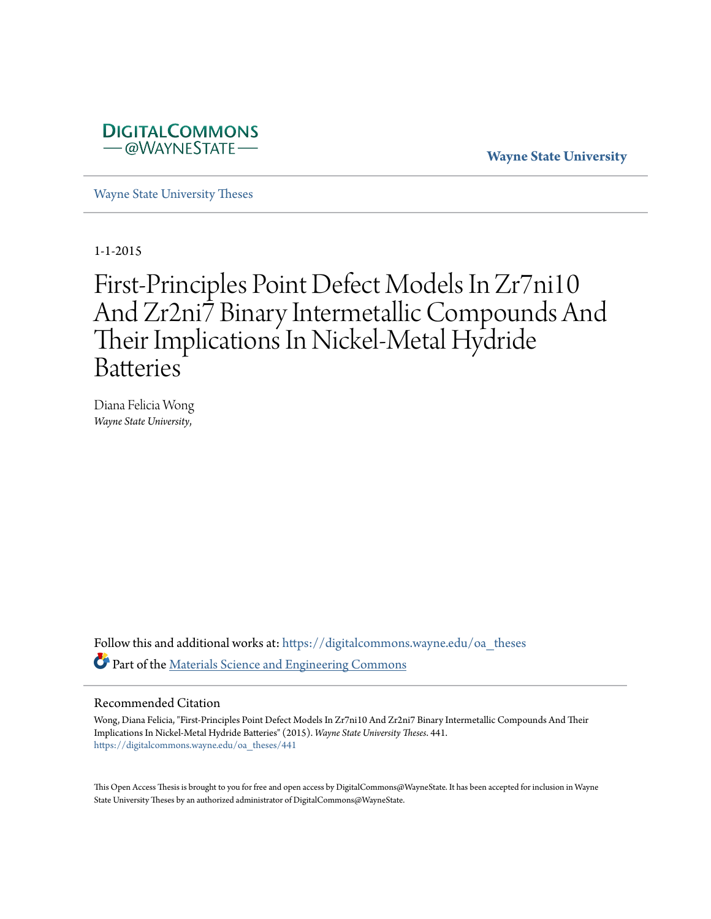DIGITALCOMMONS
— @WAYNESTATE —

Wayne State University

Wayne State University Theses

1-1-2015

# First-Principles Point Defect Models In Zr7ni10 And Zr2ni7 Binary Intermetallic Compounds And Their Implications In Nickel-Metal Hydride Batteries

Diana Felicia Wong
*Wayne State University,*

Follow this and additional works at: https://digitalcommons.wayne.edu/oa_theses

Part of the Materials Science and Engineering Commons

## Recommended Citation

Wong, Diana Felicia, "First-Principles Point Defect Models In Zr7ni10 And Zr2ni7 Binary Intermetallic Compounds And Their Implications In Nickel-Metal Hydride Batteries" (2015). *Wayne State University Theses*. 441.
https://digitalcommons.wayne.edu/oa_theses/441

This Open Access Thesis is brought to you for free and open access by DigitalCommons@WayneState. It has been accepted for inclusion in Wayne State University Theses by an authorized administrator of DigitalCommons@WayneState.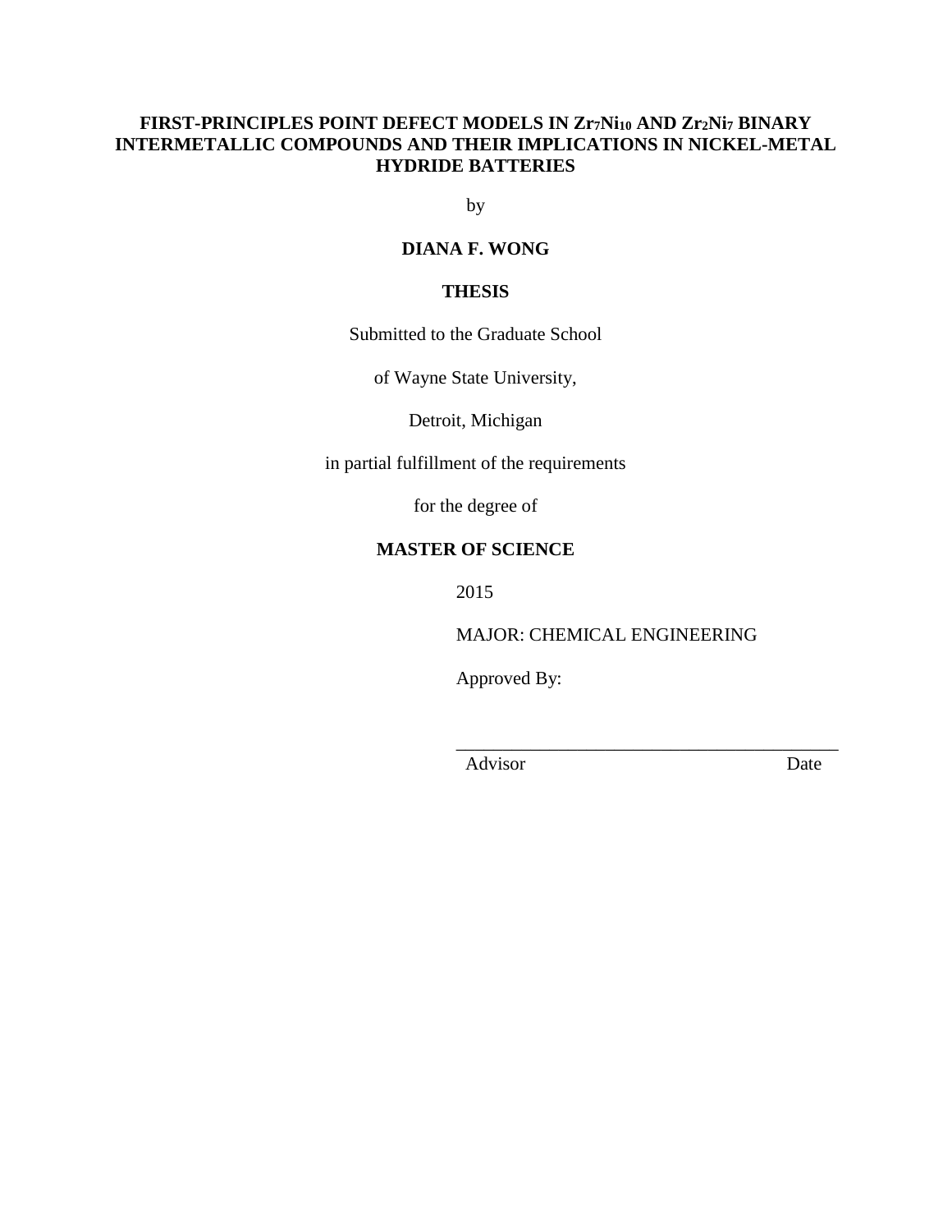# FIRST-PRINCIPLES POINT DEFECT MODELS IN $Zr_7Ni_{10}$ AND $Zr_2Ni_7$ BINARY INTERMETALLIC COMPOUNDS AND THEIR IMPLICATIONS IN NICKEL-METAL HYDRIDE BATTERIES

by

**DIANA F. WONG**

**THESIS**

Submitted to the Graduate School

of Wayne State University,

Detroit, Michigan

in partial fulfillment of the requirements

for the degree of

**MASTER OF SCIENCE**

2015

MAJOR: CHEMICAL ENGINEERING

Approved By:

\_\_\_\_\_\_\_\_\_\_\_\_\_\_\_\_\_\_\_\_\_\_\_\_\_\_\_\_\_\_\_\_\_\_\_\_\_\_\_\_

Advisor Date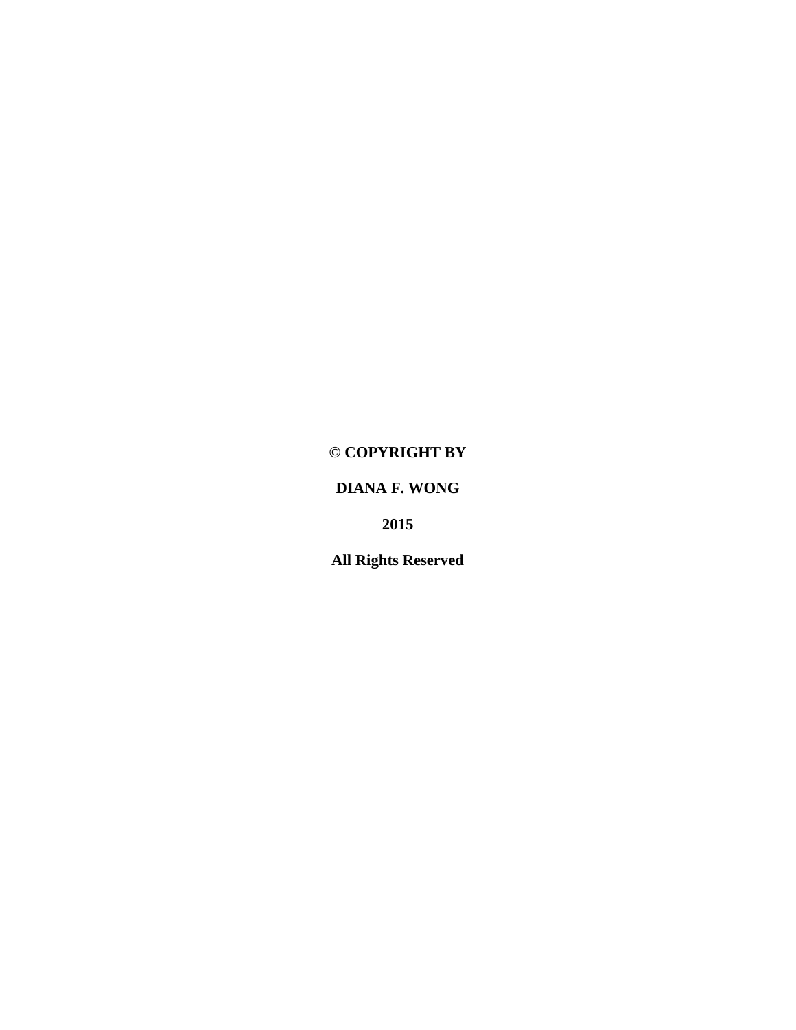**© COPYRIGHT BY**

**DIANA F. WONG**

**2015**

**All Rights Reserved**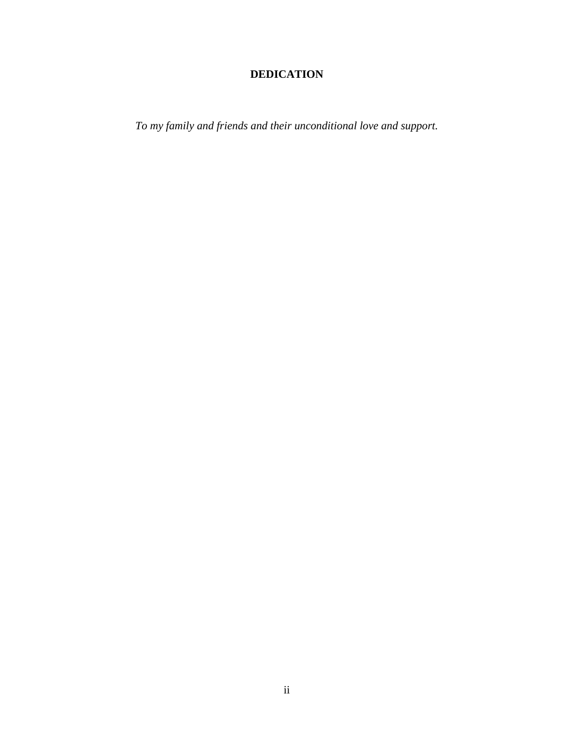# DEDICATION

*To my family and friends and their unconditional love and support.*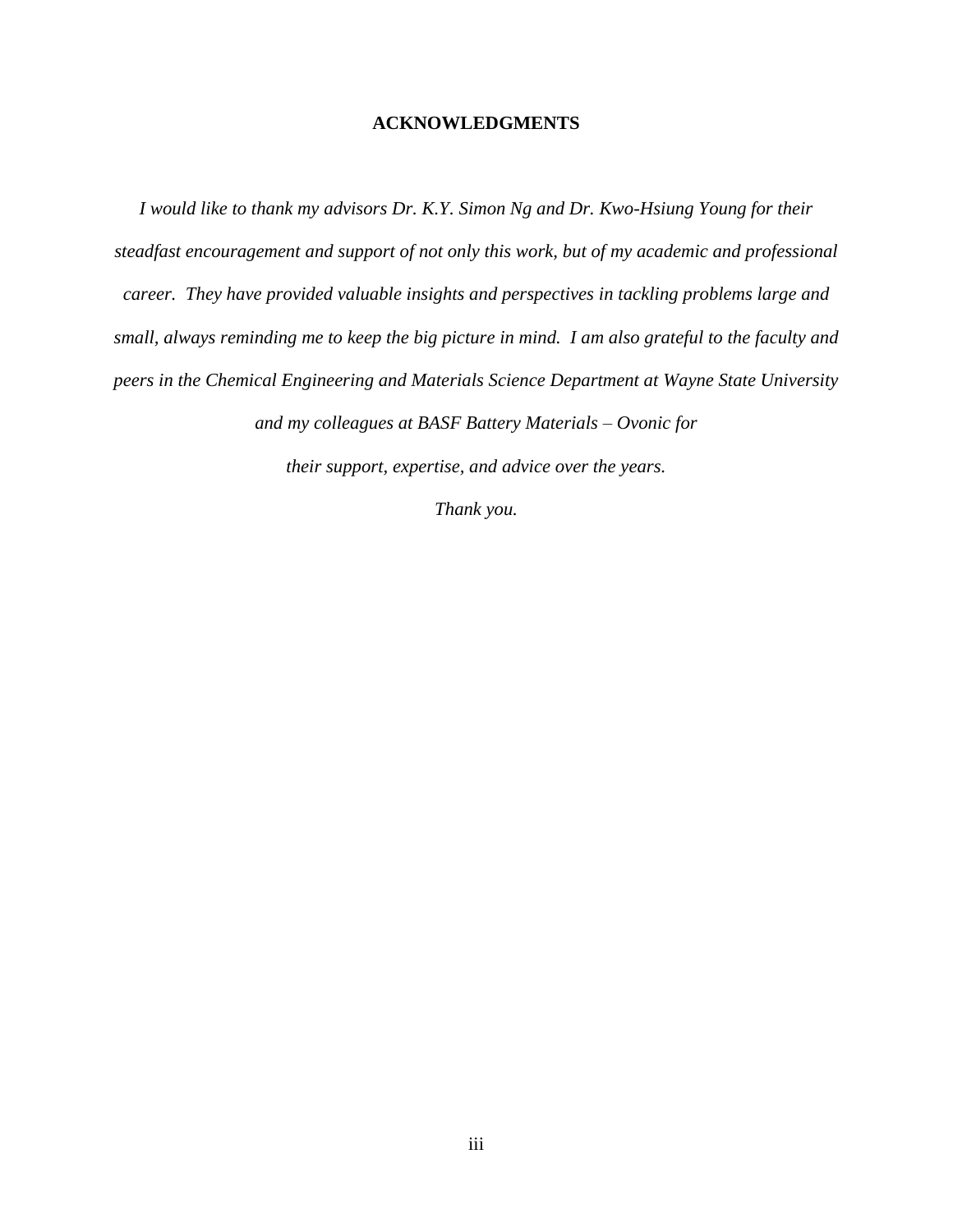# ACKNOWLEDGMENTS

*I would like to thank my advisors Dr. K.Y. Simon Ng and Dr. Kwo-Hsiung Young for their steadfast encouragement and support of not only this work, but of my academic and professional career. They have provided valuable insights and perspectives in tackling problems large and small, always reminding me to keep the big picture in mind. I am also grateful to the faculty and peers in the Chemical Engineering and Materials Science Department at Wayne State University and my colleagues at BASF Battery Materials – Ovonic for their support, expertise, and advice over the years.*

*Thank you.*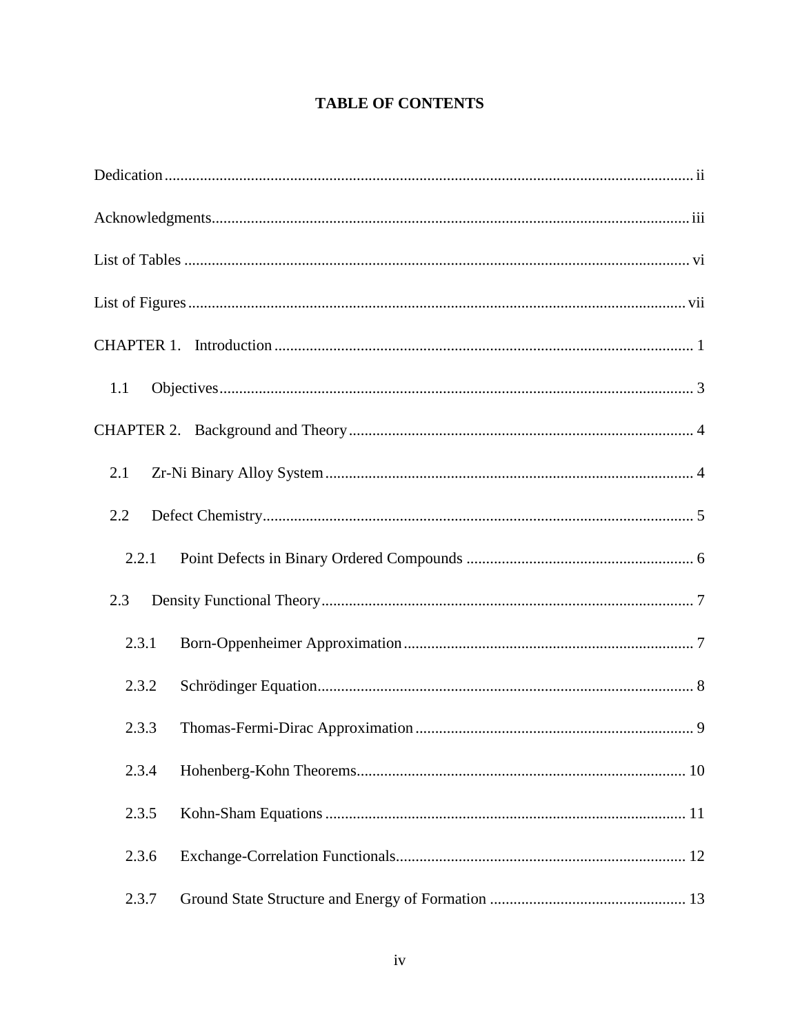# TABLE OF CONTENTS

Dedication ........................................................................................................................ ii

Acknowledgments ............................................................................................................ iii

List of Tables ................................................................................................................... vi

List of Figures ................................................................................................................. vii

CHAPTER 1. Introduction ............................................................................................... 1

1.1 Objectives ....................................................................................................................... 3

CHAPTER 2. Background and Theory ............................................................................ 4

2.1 Zr-Ni Binary Alloy System ........................................................................................... 4

2.2 Defect Chemistry ........................................................................................................... 5

2.2.1 Point Defects in Binary Ordered Compounds ........................................................ 6

2.3 Density Functional Theory ............................................................................................ 7

2.3.1 Born-Oppenheimer Approximation ......................................................................... 7

2.3.2 Schrödinger Equation .............................................................................................. 8

2.3.3 Thomas-Fermi-Dirac Approximation ...................................................................... 9

2.3.4 Hohenberg-Kohn Theorems .................................................................................... 10

2.3.5 Kohn-Sham Equations ............................................................................................ 11

2.3.6 Exchange-Correlation Functionals .......................................................................... 12

2.3.7 Ground State Structure and Energy of Formation .................................................. 13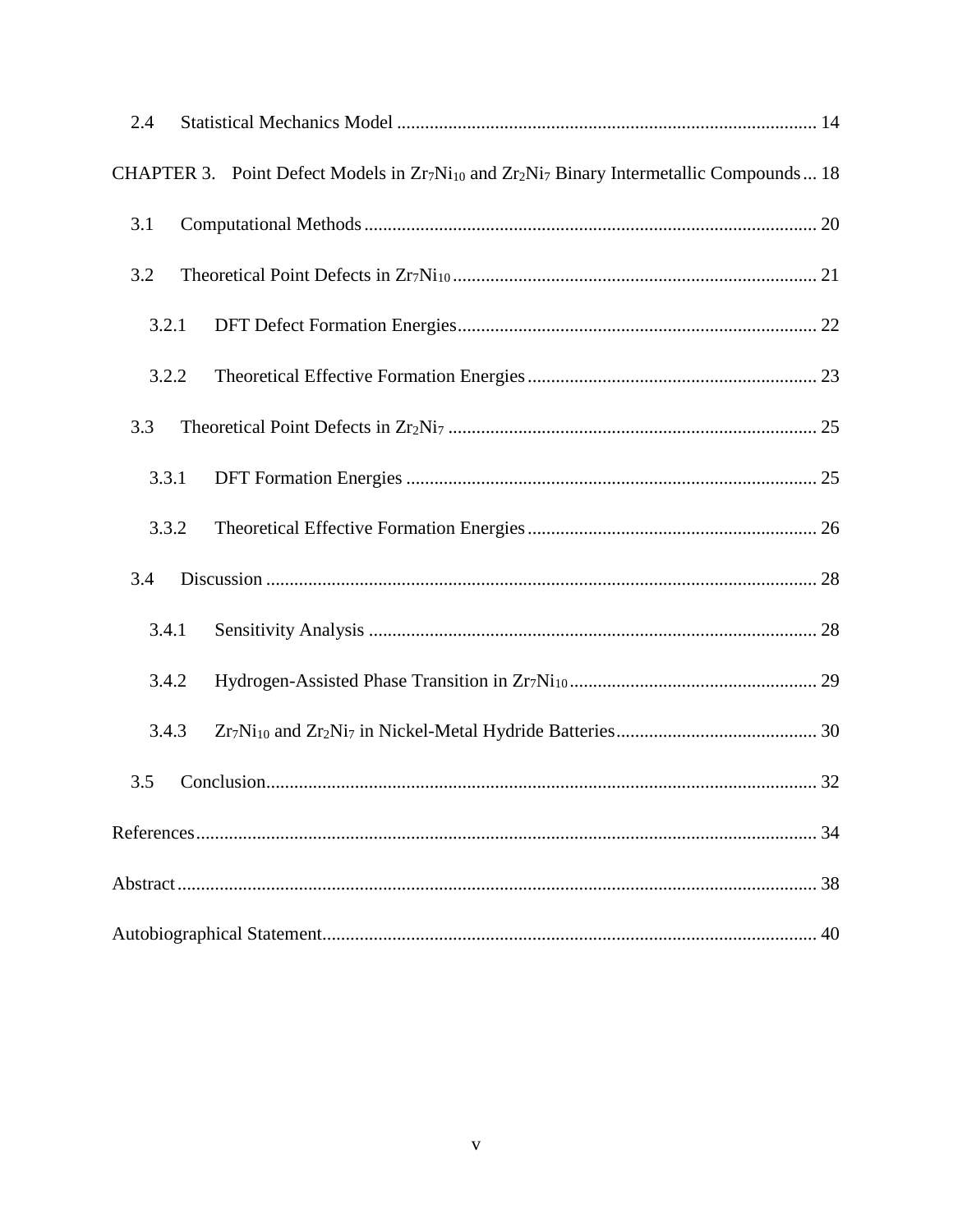2.4 Statistical Mechanics Model ... 14

CHAPTER 3. Point Defect Models in $Zr_7Ni_{10}$ and $Zr_2Ni_7$ Binary Intermetallic Compounds ... 18

3.1 Computational Methods ... 20

3.2 Theoretical Point Defects in $Zr_7Ni_{10}$ ... 21

3.2.1 DFT Defect Formation Energies ... 22

3.2.2 Theoretical Effective Formation Energies ... 23

3.3 Theoretical Point Defects in $Zr_2Ni_7$ ... 25

3.3.1 DFT Formation Energies ... 25

3.3.2 Theoretical Effective Formation Energies ... 26

3.4 Discussion ... 28

3.4.1 Sensitivity Analysis ... 28

3.4.2 Hydrogen-Assisted Phase Transition in $Zr_7Ni_{10}$ ... 29

3.4.3 $Zr_7Ni_{10}$ and $Zr_2Ni_7$ in Nickel-Metal Hydride Batteries ... 30

3.5 Conclusion ... 32

References ... 34

Abstract ... 38

Autobiographical Statement ... 40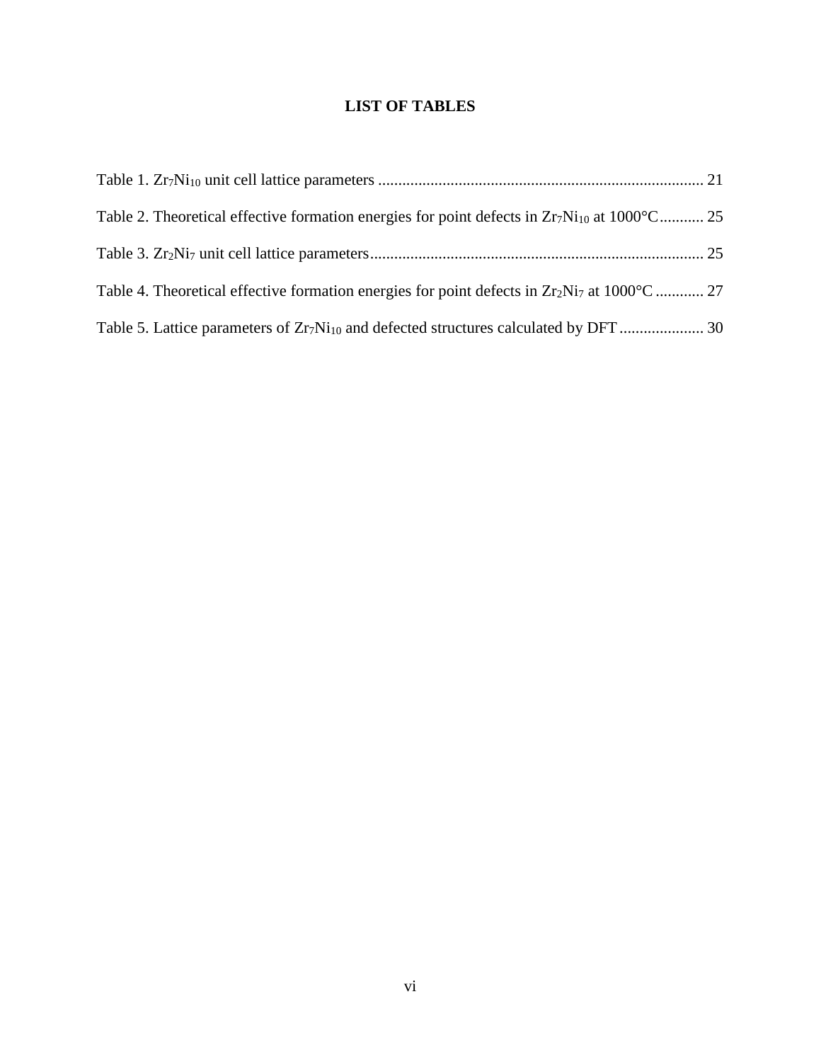# LIST OF TABLES

Table 1. $Zr_7Ni_{10}$ unit cell lattice parameters ................................................................................ 21

Table 2. Theoretical effective formation energies for point defects in $Zr_7Ni_{10}$ at 1000°C........... 25

Table 3. $Zr_2Ni_7$ unit cell lattice parameters................................................................................... 25

Table 4. Theoretical effective formation energies for point defects in $Zr_2Ni_7$ at 1000°C ............ 27

Table 5. Lattice parameters of $Zr_7Ni_{10}$ and defected structures calculated by DFT..................... 30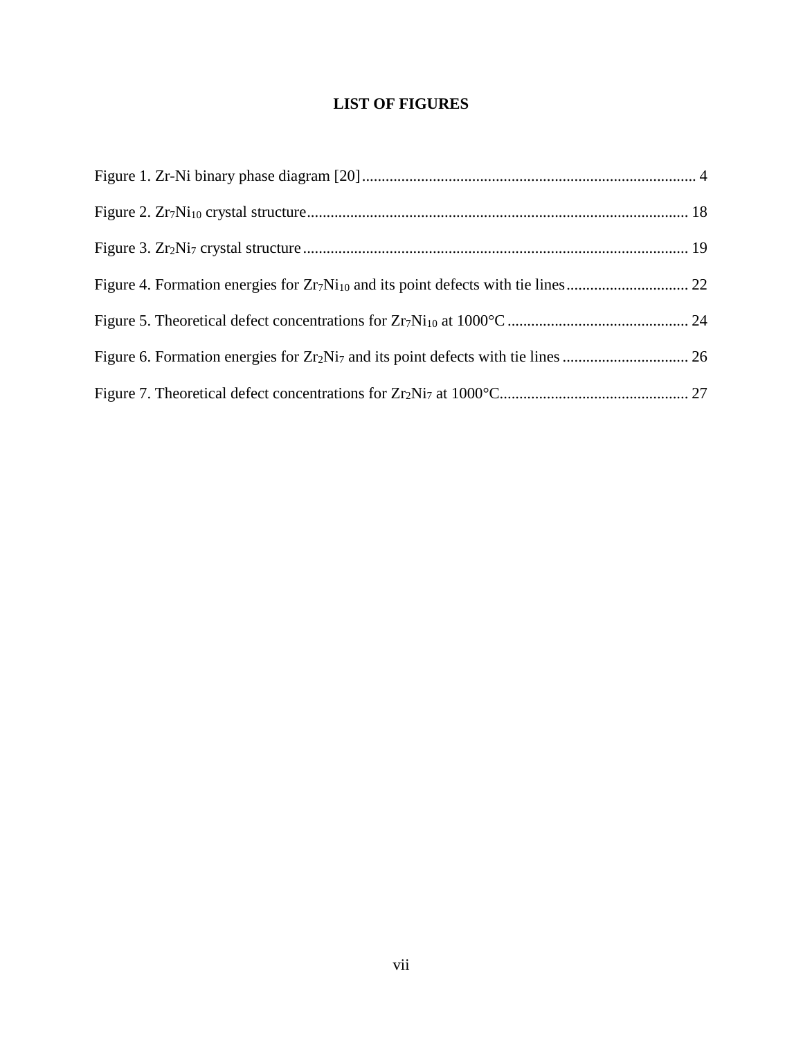# LIST OF FIGURES

Figure 1. Zr-Ni binary phase diagram [20] ..... 4

Figure 2. $Zr_7Ni_{10}$ crystal structure ..... 18

Figure 3. $Zr_2Ni_7$ crystal structure ..... 19

Figure 4. Formation energies for $Zr_7Ni_{10}$ and its point defects with tie lines ..... 22

Figure 5. Theoretical defect concentrations for $Zr_7Ni_{10}$ at 1000°C ..... 24

Figure 6. Formation energies for $Zr_2Ni_7$ and its point defects with tie lines ..... 26

Figure 7. Theoretical defect concentrations for $Zr_2Ni_7$ at 1000°C ..... 27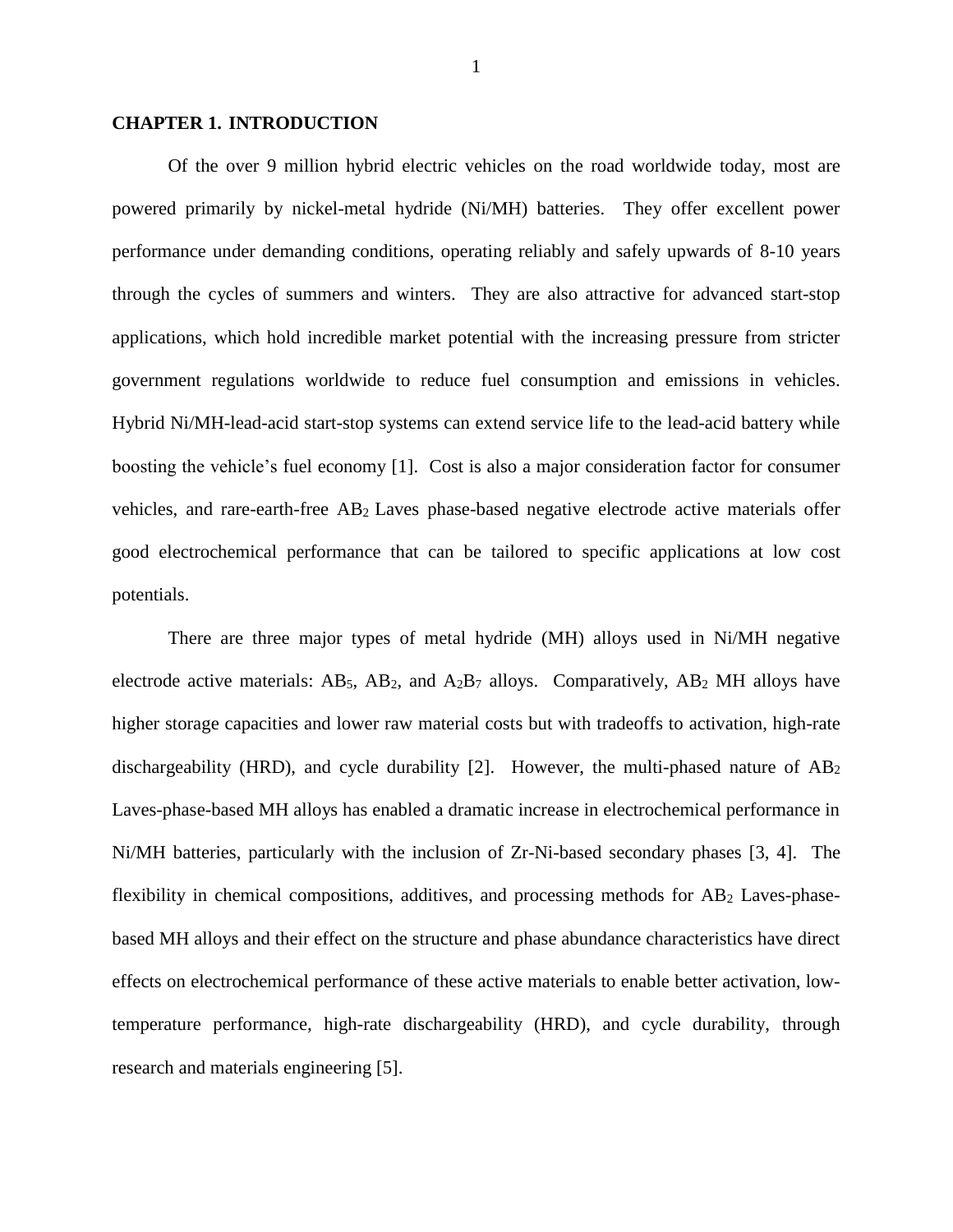# CHAPTER 1. INTRODUCTION

Of the over 9 million hybrid electric vehicles on the road worldwide today, most are powered primarily by nickel-metal hydride (Ni/MH) batteries. They offer excellent power performance under demanding conditions, operating reliably and safely upwards of 8-10 years through the cycles of summers and winters. They are also attractive for advanced start-stop applications, which hold incredible market potential with the increasing pressure from stricter government regulations worldwide to reduce fuel consumption and emissions in vehicles. Hybrid Ni/MH-lead-acid start-stop systems can extend service life to the lead-acid battery while boosting the vehicle's fuel economy [1]. Cost is also a major consideration factor for consumer vehicles, and rare-earth-free $AB_2$ Laves phase-based negative electrode active materials offer good electrochemical performance that can be tailored to specific applications at low cost potentials.

There are three major types of metal hydride (MH) alloys used in Ni/MH negative electrode active materials: $AB_5$, $AB_2$, and $A_2B_7$ alloys. Comparatively, $AB_2$ MH alloys have higher storage capacities and lower raw material costs but with tradeoffs to activation, high-rate dischargeability (HRD), and cycle durability [2]. However, the multi-phased nature of $AB_2$ Laves-phase-based MH alloys has enabled a dramatic increase in electrochemical performance in Ni/MH batteries, particularly with the inclusion of Zr-Ni-based secondary phases [3, 4]. The flexibility in chemical compositions, additives, and processing methods for $AB_2$ Laves-phase-based MH alloys and their effect on the structure and phase abundance characteristics have direct effects on electrochemical performance of these active materials to enable better activation, low-temperature performance, high-rate dischargeability (HRD), and cycle durability, through research and materials engineering [5].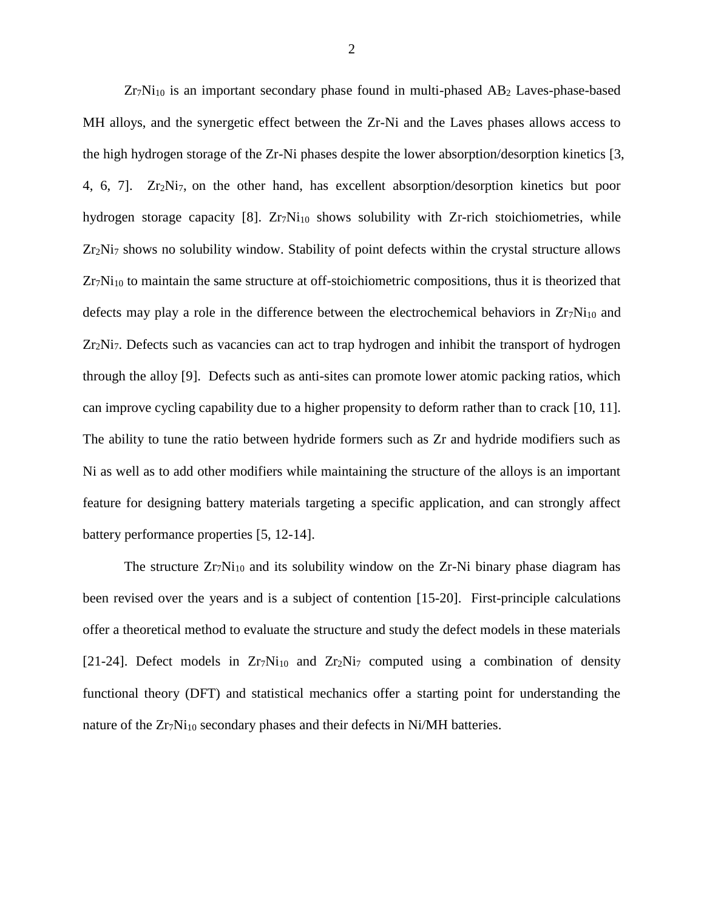$Zr_7Ni_{10}$ is an important secondary phase found in multi-phased $AB_2$ Laves-phase-based MH alloys, and the synergetic effect between the Zr-Ni and the Laves phases allows access to the high hydrogen storage of the Zr-Ni phases despite the lower absorption/desorption kinetics [3, 4, 6, 7]. $Zr_2Ni_7$, on the other hand, has excellent absorption/desorption kinetics but poor hydrogen storage capacity [8]. $Zr_7Ni_{10}$ shows solubility with Zr-rich stoichiometries, while $Zr_2Ni_7$ shows no solubility window. Stability of point defects within the crystal structure allows $Zr_7Ni_{10}$ to maintain the same structure at off-stoichiometric compositions, thus it is theorized that defects may play a role in the difference between the electrochemical behaviors in $Zr_7Ni_{10}$ and $Zr_2Ni_7$. Defects such as vacancies can act to trap hydrogen and inhibit the transport of hydrogen through the alloy [9]. Defects such as anti-sites can promote lower atomic packing ratios, which can improve cycling capability due to a higher propensity to deform rather than to crack [10, 11]. The ability to tune the ratio between hydride formers such as Zr and hydride modifiers such as Ni as well as to add other modifiers while maintaining the structure of the alloys is an important feature for designing battery materials targeting a specific application, and can strongly affect battery performance properties [5, 12-14].

The structure $Zr_7Ni_{10}$ and its solubility window on the Zr-Ni binary phase diagram has been revised over the years and is a subject of contention [15-20]. First-principle calculations offer a theoretical method to evaluate the structure and study the defect models in these materials [21-24]. Defect models in $Zr_7Ni_{10}$ and $Zr_2Ni_7$ computed using a combination of density functional theory (DFT) and statistical mechanics offer a starting point for understanding the nature of the $Zr_7Ni_{10}$ secondary phases and their defects in Ni/MH batteries.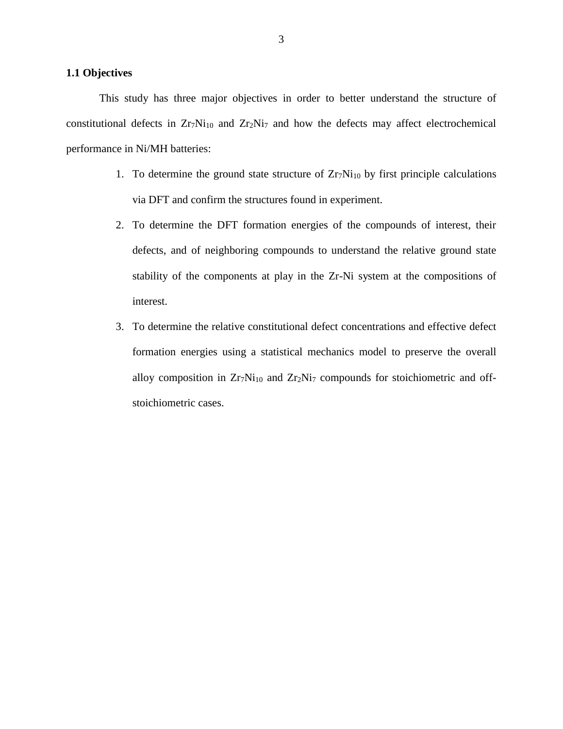### 1.1 Objectives

This study has three major objectives in order to better understand the structure of constitutional defects in $Zr_7Ni_{10}$ and $Zr_2Ni_7$ and how the defects may affect electrochemical performance in Ni/MH batteries:

1. To determine the ground state structure of $Zr_7Ni_{10}$ by first principle calculations via DFT and confirm the structures found in experiment.
2. To determine the DFT formation energies of the compounds of interest, their defects, and of neighboring compounds to understand the relative ground state stability of the components at play in the Zr-Ni system at the compositions of interest.
3. To determine the relative constitutional defect concentrations and effective defect formation energies using a statistical mechanics model to preserve the overall alloy composition in $Zr_7Ni_{10}$ and $Zr_2Ni_7$ compounds for stoichiometric and off-stoichiometric cases.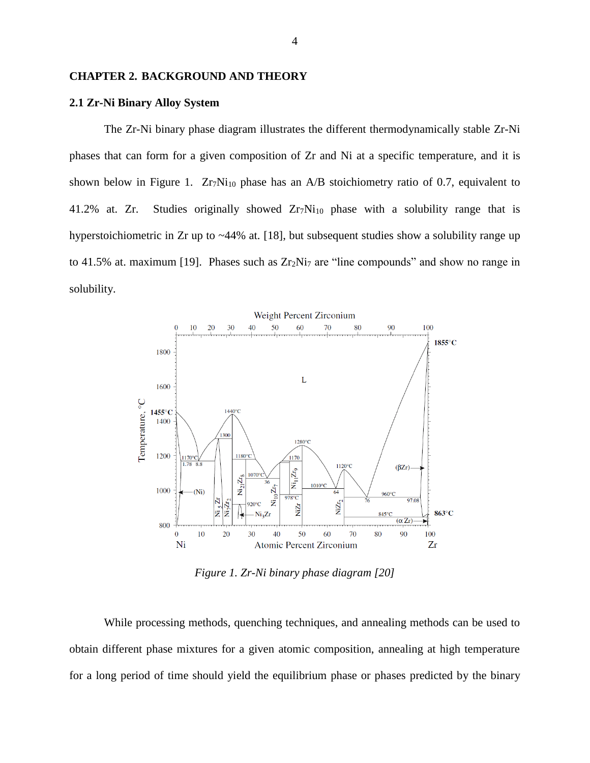# CHAPTER 2. BACKGROUND AND THEORY

## 2.1 Zr-Ni Binary Alloy System

The Zr-Ni binary phase diagram illustrates the different thermodynamically stable Zr-Ni phases that can form for a given composition of Zr and Ni at a specific temperature, and it is shown below in Figure 1. $Zr_7Ni_{10}$ phase has an A/B stoichiometry ratio of 0.7, equivalent to 41.2% at. Zr. Studies originally showed $Zr_7Ni_{10}$ phase with a solubility range that is hyperstoichiometric in Zr up to ~44% at. [18], but subsequent studies show a solubility range up to 41.5% at. maximum [19]. Phases such as $Zr_2Ni_7$ are "line compounds" and show no range in solubility.

*Figure 1. Zr-Ni binary phase diagram [20]*

While processing methods, quenching techniques, and annealing methods can be used to obtain different phase mixtures for a given atomic composition, annealing at high temperature for a long period of time should yield the equilibrium phase or phases predicted by the binary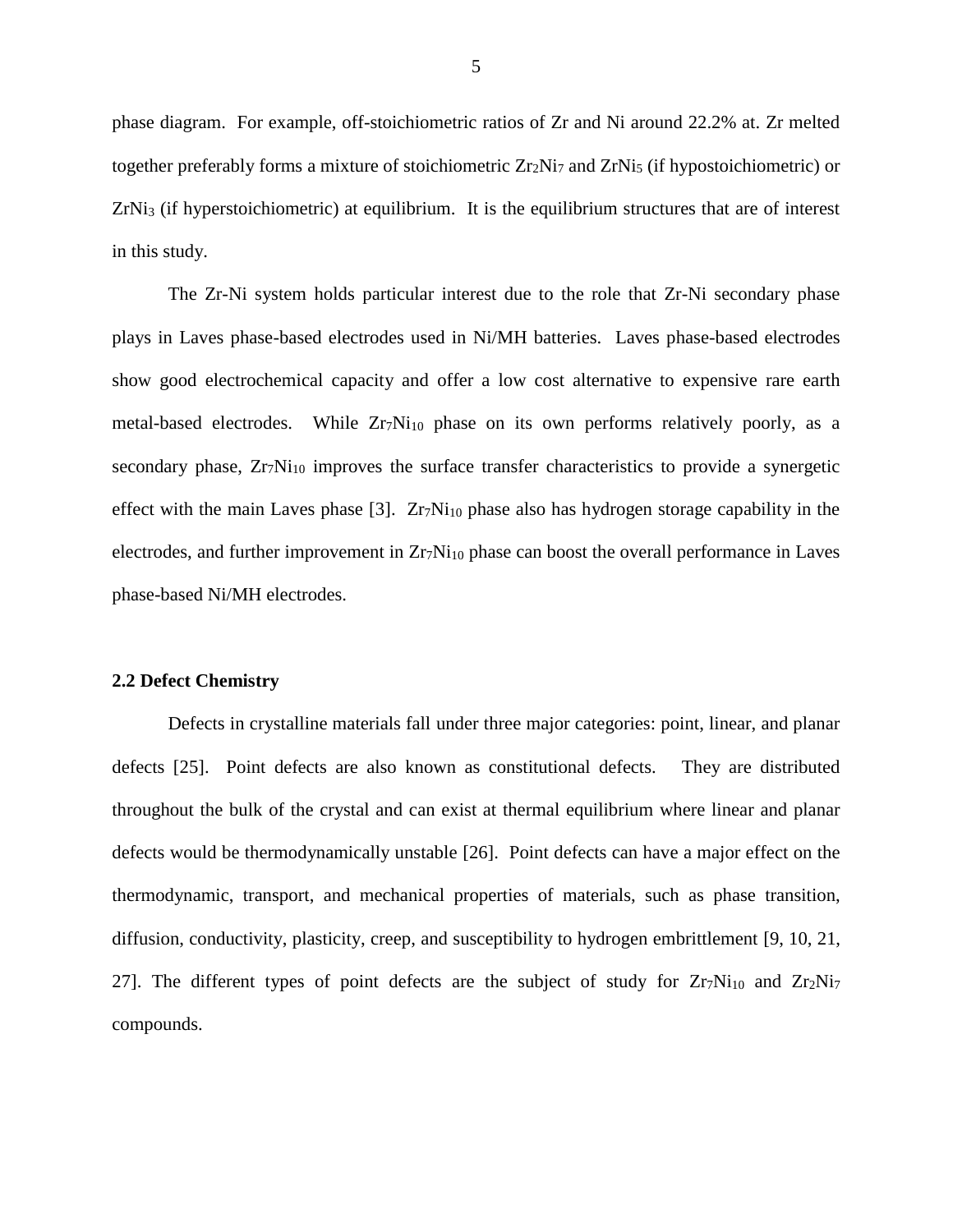phase diagram. For example, off-stoichiometric ratios of Zr and Ni around 22.2% at. Zr melted together preferably forms a mixture of stoichiometric $Zr_2Ni_7$ and $ZrNi_5$ (if hypostoichiometric) or $ZrNi_3$ (if hyperstoichiometric) at equilibrium. It is the equilibrium structures that are of interest in this study.

The Zr-Ni system holds particular interest due to the role that Zr-Ni secondary phase plays in Laves phase-based electrodes used in Ni/MH batteries. Laves phase-based electrodes show good electrochemical capacity and offer a low cost alternative to expensive rare earth metal-based electrodes. While $Zr_7Ni_{10}$ phase on its own performs relatively poorly, as a secondary phase, $Zr_7Ni_{10}$ improves the surface transfer characteristics to provide a synergetic effect with the main Laves phase [3]. $Zr_7Ni_{10}$ phase also has hydrogen storage capability in the electrodes, and further improvement in $Zr_7Ni_{10}$ phase can boost the overall performance in Laves phase-based Ni/MH electrodes.

**2.2 Defect Chemistry**

Defects in crystalline materials fall under three major categories: point, linear, and planar defects [25]. Point defects are also known as constitutional defects. They are distributed throughout the bulk of the crystal and can exist at thermal equilibrium where linear and planar defects would be thermodynamically unstable [26]. Point defects can have a major effect on the thermodynamic, transport, and mechanical properties of materials, such as phase transition, diffusion, conductivity, plasticity, creep, and susceptibility to hydrogen embrittlement [9, 10, 21, 27]. The different types of point defects are the subject of study for $Zr_7Ni_{10}$ and $Zr_2Ni_7$ compounds.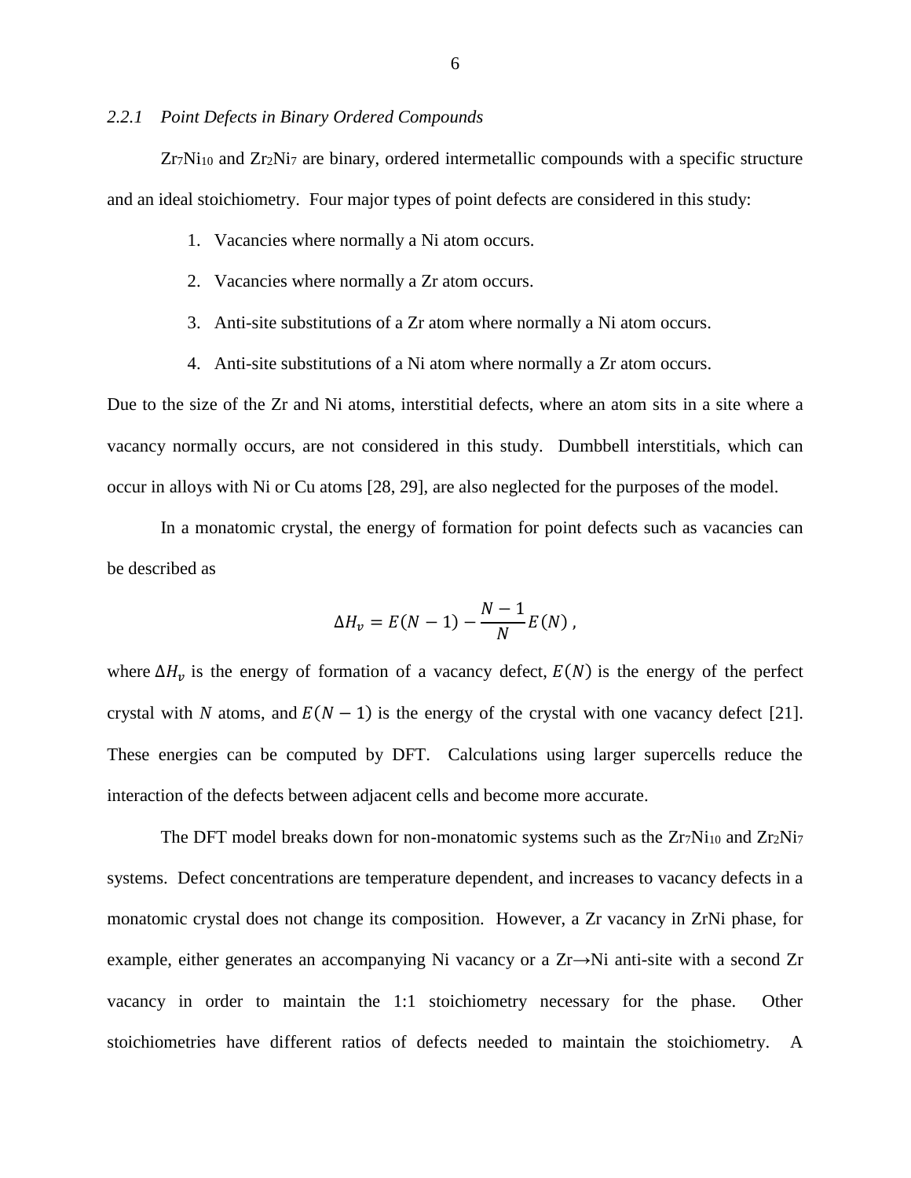### *2.2.1 Point Defects in Binary Ordered Compounds*

$Zr_7Ni_{10}$ and $Zr_2Ni_7$ are binary, ordered intermetallic compounds with a specific structure and an ideal stoichiometry. Four major types of point defects are considered in this study:

1. Vacancies where normally a Ni atom occurs.
2. Vacancies where normally a Zr atom occurs.
3. Anti-site substitutions of a Zr atom where normally a Ni atom occurs.
4. Anti-site substitutions of a Ni atom where normally a Zr atom occurs.

Due to the size of the Zr and Ni atoms, interstitial defects, where an atom sits in a site where a vacancy normally occurs, are not considered in this study. Dumbbell interstitials, which can occur in alloys with Ni or Cu atoms [28, 29], are also neglected for the purposes of the model.

In a monatomic crystal, the energy of formation for point defects such as vacancies can be described as

$$\Delta H_v = E(N-1) - \frac{N-1}{N}E(N) \, ,$$

where $\Delta H_v$ is the energy of formation of a vacancy defect, $E(N)$ is the energy of the perfect crystal with $N$ atoms, and $E(N-1)$ is the energy of the crystal with one vacancy defect [21]. These energies can be computed by DFT. Calculations using larger supercells reduce the interaction of the defects between adjacent cells and become more accurate.

The DFT model breaks down for non-monatomic systems such as the $Zr_7Ni_{10}$ and $Zr_2Ni_7$ systems. Defect concentrations are temperature dependent, and increases to vacancy defects in a monatomic crystal does not change its composition. However, a Zr vacancy in ZrNi phase, for example, either generates an accompanying Ni vacancy or a Zr→Ni anti-site with a second Zr vacancy in order to maintain the 1:1 stoichiometry necessary for the phase. Other stoichiometries have different ratios of defects needed to maintain the stoichiometry. A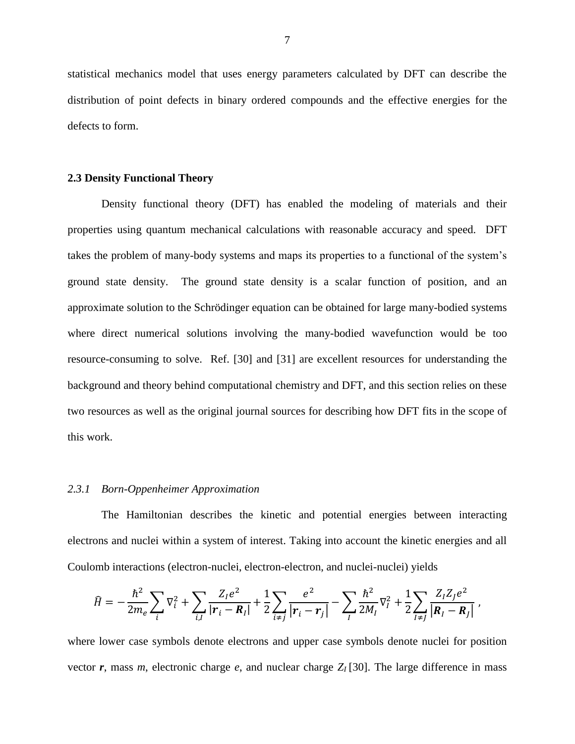statistical mechanics model that uses energy parameters calculated by DFT can describe the distribution of point defects in binary ordered compounds and the effective energies for the defects to form.

## 2.3 Density Functional Theory

Density functional theory (DFT) has enabled the modeling of materials and their properties using quantum mechanical calculations with reasonable accuracy and speed. DFT takes the problem of many-body systems and maps its properties to a functional of the system's ground state density. The ground state density is a scalar function of position, and an approximate solution to the Schrödinger equation can be obtained for large many-bodied systems where direct numerical solutions involving the many-bodied wavefunction would be too resource-consuming to solve. Ref. [30] and [31] are excellent resources for understanding the background and theory behind computational chemistry and DFT, and this section relies on these two resources as well as the original journal sources for describing how DFT fits in the scope of this work.

### *2.3.1 Born-Oppenheimer Approximation*

The Hamiltonian describes the kinetic and potential energies between interacting electrons and nuclei within a system of interest. Taking into account the kinetic energies and all Coulomb interactions (electron-nuclei, electron-electron, and nuclei-nuclei) yields

$$\hat{H} = -\frac{\hbar^2}{2m_e}\sum_i \nabla_i^2 + \sum_{i,I} \frac{Z_I e^2}{|\boldsymbol{r}_i - \boldsymbol{R}_I|} + \frac{1}{2}\sum_{i \neq j} \frac{e^2}{|\boldsymbol{r}_i - \boldsymbol{r}_j|} - \sum_I \frac{\hbar^2}{2M_I}\nabla_I^2 + \frac{1}{2}\sum_{I \neq J} \frac{Z_I Z_J e^2}{|\boldsymbol{R}_I - \boldsymbol{R}_J|} \, ,$$

where lower case symbols denote electrons and upper case symbols denote nuclei for position vector $\boldsymbol{r}$, mass $m$, electronic charge $e$, and nuclear charge $Z_I$ [30]. The large difference in mass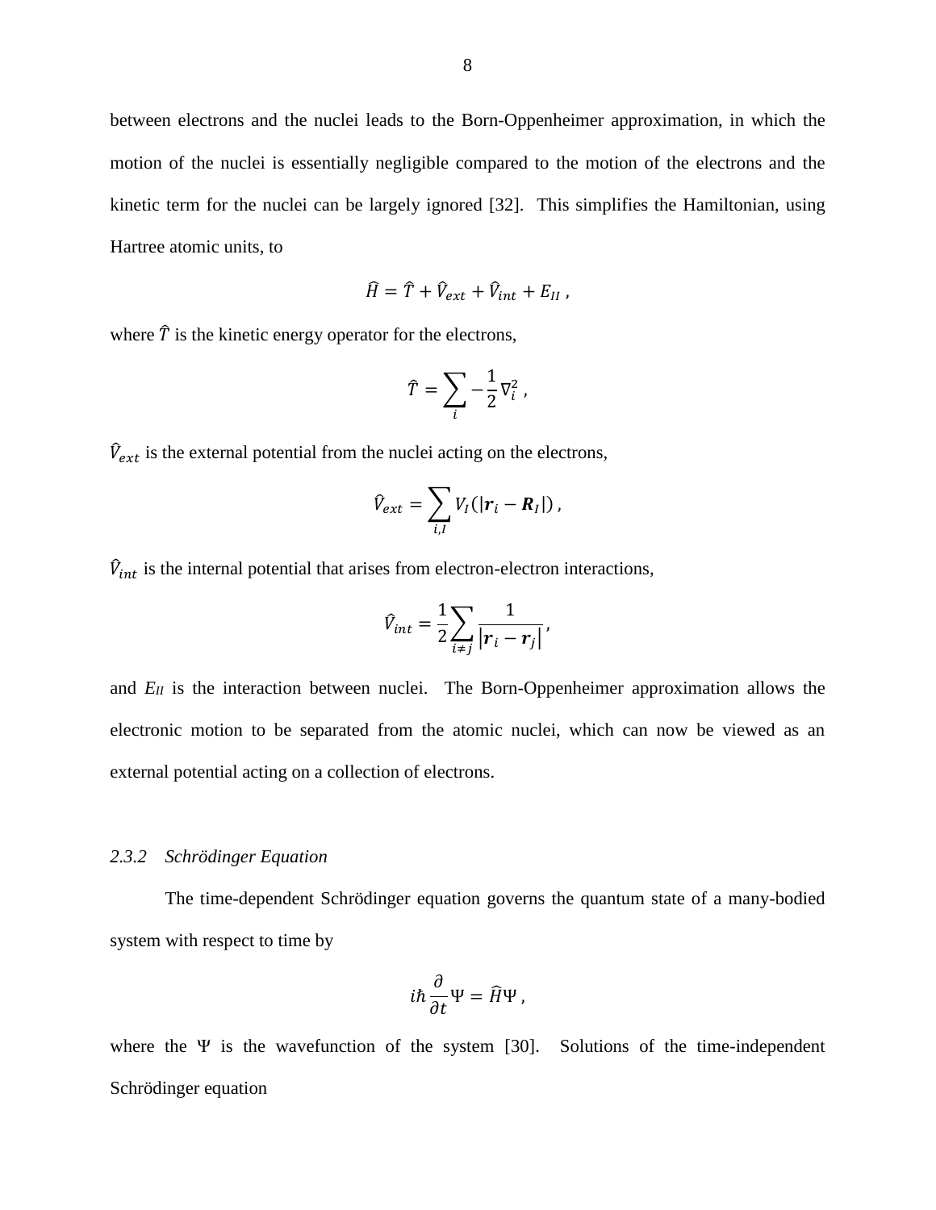between electrons and the nuclei leads to the Born-Oppenheimer approximation, in which the motion of the nuclei is essentially negligible compared to the motion of the electrons and the kinetic term for the nuclei can be largely ignored [32]. This simplifies the Hamiltonian, using Hartree atomic units, to

$$\hat{H} = \hat{T} + \hat{V}_{ext} + \hat{V}_{int} + E_{II} \,,$$

where $\hat{T}$ is the kinetic energy operator for the electrons,

$$\hat{T} = \sum_{i} -\frac{1}{2}\nabla_i^2 \,,$$

$\hat{V}_{ext}$ is the external potential from the nuclei acting on the electrons,

$$\hat{V}_{ext} = \sum_{i,I} V_I(|\boldsymbol{r}_i - \boldsymbol{R}_I|) \,,$$

$\hat{V}_{int}$ is the internal potential that arises from electron-electron interactions,

$$\hat{V}_{int} = \frac{1}{2}\sum_{i \neq j} \frac{1}{|\boldsymbol{r}_i - \boldsymbol{r}_j|} \,,$$

and $E_{II}$ is the interaction between nuclei. The Born-Oppenheimer approximation allows the electronic motion to be separated from the atomic nuclei, which can now be viewed as an external potential acting on a collection of electrons.

### *2.3.2 Schrödinger Equation*

The time-dependent Schrödinger equation governs the quantum state of a many-bodied system with respect to time by

$$i\hbar \frac{\partial}{\partial t}\Psi = \hat{H}\Psi \,,$$

where the $\Psi$ is the wavefunction of the system [30]. Solutions of the time-independent Schrödinger equation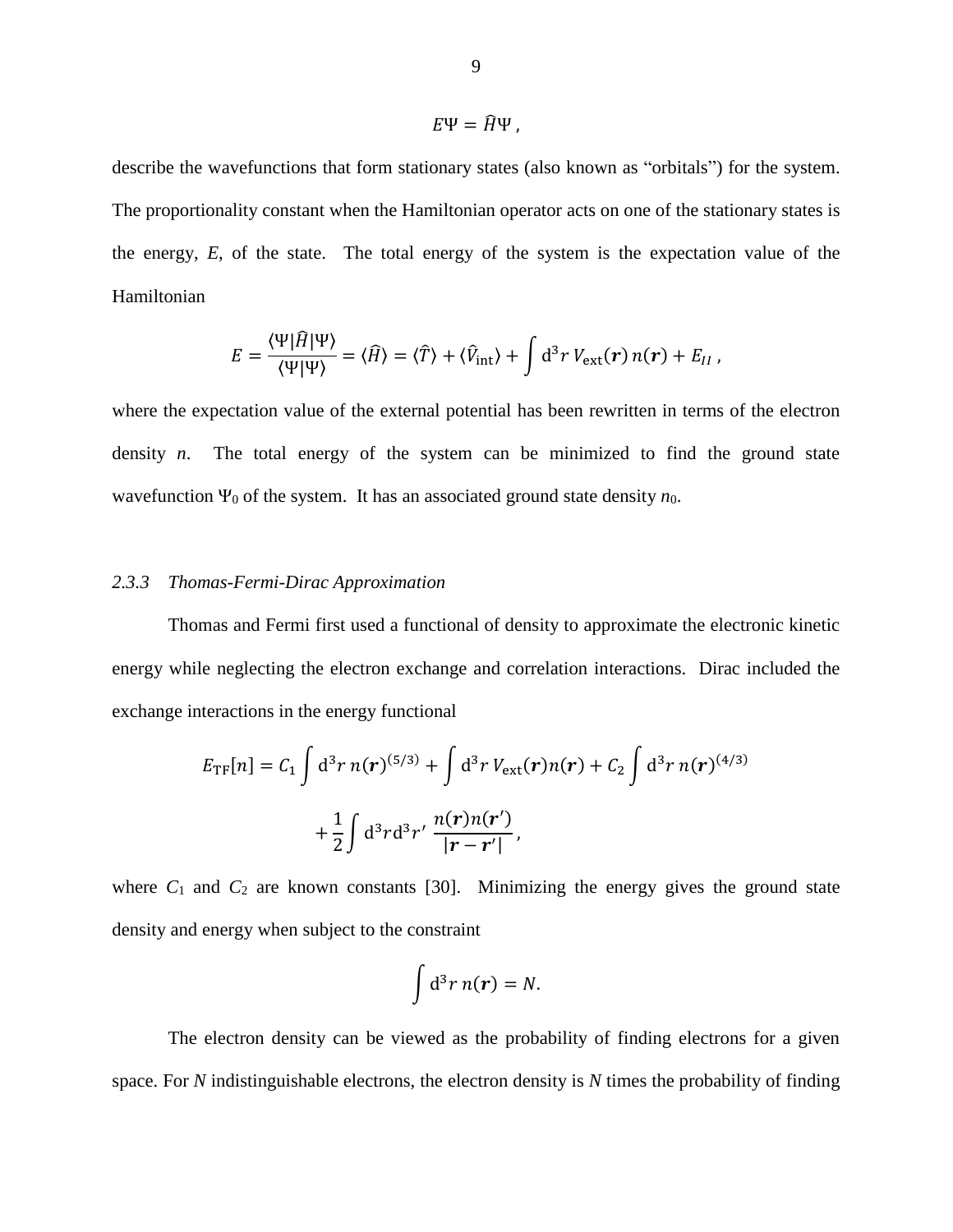$$E\Psi = \hat{H}\Psi\,,$$

describe the wavefunctions that form stationary states (also known as "orbitals") for the system. The proportionality constant when the Hamiltonian operator acts on one of the stationary states is the energy, $E$, of the state. The total energy of the system is the expectation value of the Hamiltonian

$$E = \frac{\langle\Psi|\hat{H}|\Psi\rangle}{\langle\Psi|\Psi\rangle} = \langle\hat{H}\rangle = \langle\hat{T}\rangle + \langle\hat{V}_{\mathrm{int}}\rangle + \int \mathrm{d}^3r\, V_{\mathrm{ext}}(\boldsymbol{r})\, n(\boldsymbol{r}) + E_{II}\,,$$

where the expectation value of the external potential has been rewritten in terms of the electron density $n$. The total energy of the system can be minimized to find the ground state wavefunction $\Psi_0$ of the system. It has an associated ground state density $n_0$.

### *2.3.3 Thomas-Fermi-Dirac Approximation*

Thomas and Fermi first used a functional of density to approximate the electronic kinetic energy while neglecting the electron exchange and correlation interactions. Dirac included the exchange interactions in the energy functional

$$E_{\mathrm{TF}}[n] = C_1 \int \mathrm{d}^3r\, n(\boldsymbol{r})^{(5/3)} + \int \mathrm{d}^3r\, V_{\mathrm{ext}}(\boldsymbol{r}) n(\boldsymbol{r}) + C_2 \int \mathrm{d}^3r\, n(\boldsymbol{r})^{(4/3)}$$
$$+ \frac{1}{2}\int \mathrm{d}^3r \mathrm{d}^3r'\, \frac{n(\boldsymbol{r})n(\boldsymbol{r}')}{|\boldsymbol{r}-\boldsymbol{r}'|}\,,$$

where $C_1$ and $C_2$ are known constants [30]. Minimizing the energy gives the ground state density and energy when subject to the constraint

$$\int \mathrm{d}^3r\, n(\boldsymbol{r}) = N.$$

The electron density can be viewed as the probability of finding electrons for a given space. For $N$ indistinguishable electrons, the electron density is $N$ times the probability of finding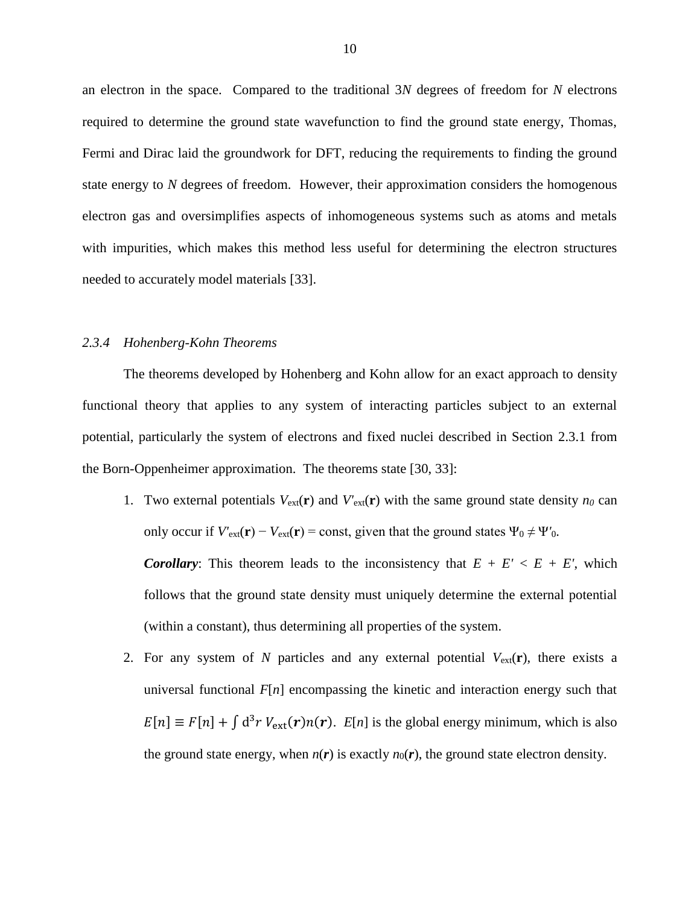an electron in the space. Compared to the traditional $3N$ degrees of freedom for $N$ electrons required to determine the ground state wavefunction to find the ground state energy, Thomas, Fermi and Dirac laid the groundwork for DFT, reducing the requirements to finding the ground state energy to $N$ degrees of freedom. However, their approximation considers the homogenous electron gas and oversimplifies aspects of inhomogeneous systems such as atoms and metals with impurities, which makes this method less useful for determining the electron structures needed to accurately model materials [33].

### *2.3.4 Hohenberg-Kohn Theorems*

The theorems developed by Hohenberg and Kohn allow for an exact approach to density functional theory that applies to any system of interacting particles subject to an external potential, particularly the system of electrons and fixed nuclei described in Section 2.3.1 from the Born-Oppenheimer approximation. The theorems state [30, 33]:

1. Two external potentials $V_{\text{ext}}(\mathbf{r})$ and $V'_{\text{ext}}(\mathbf{r})$ with the same ground state density $n_0$ can only occur if $V'_{\text{ext}}(\mathbf{r}) - V_{\text{ext}}(\mathbf{r}) = \text{const}$, given that the ground states $\Psi_0 \neq \Psi'_0$.

   ***Corollary***: This theorem leads to the inconsistency that $E + E' < E + E'$, which follows that the ground state density must uniquely determine the external potential (within a constant), thus determining all properties of the system.

2. For any system of $N$ particles and any external potential $V_{\text{ext}}(\mathbf{r})$, there exists a universal functional $F[n]$ encompassing the kinetic and interaction energy such that $E[n] \equiv F[n] + \int \mathrm{d}^3r\, V_{\text{ext}}(\boldsymbol{r})n(\boldsymbol{r})$. $E[n]$ is the global energy minimum, which is also the ground state energy, when $n(\boldsymbol{r})$ is exactly $n_0(\boldsymbol{r})$, the ground state electron density.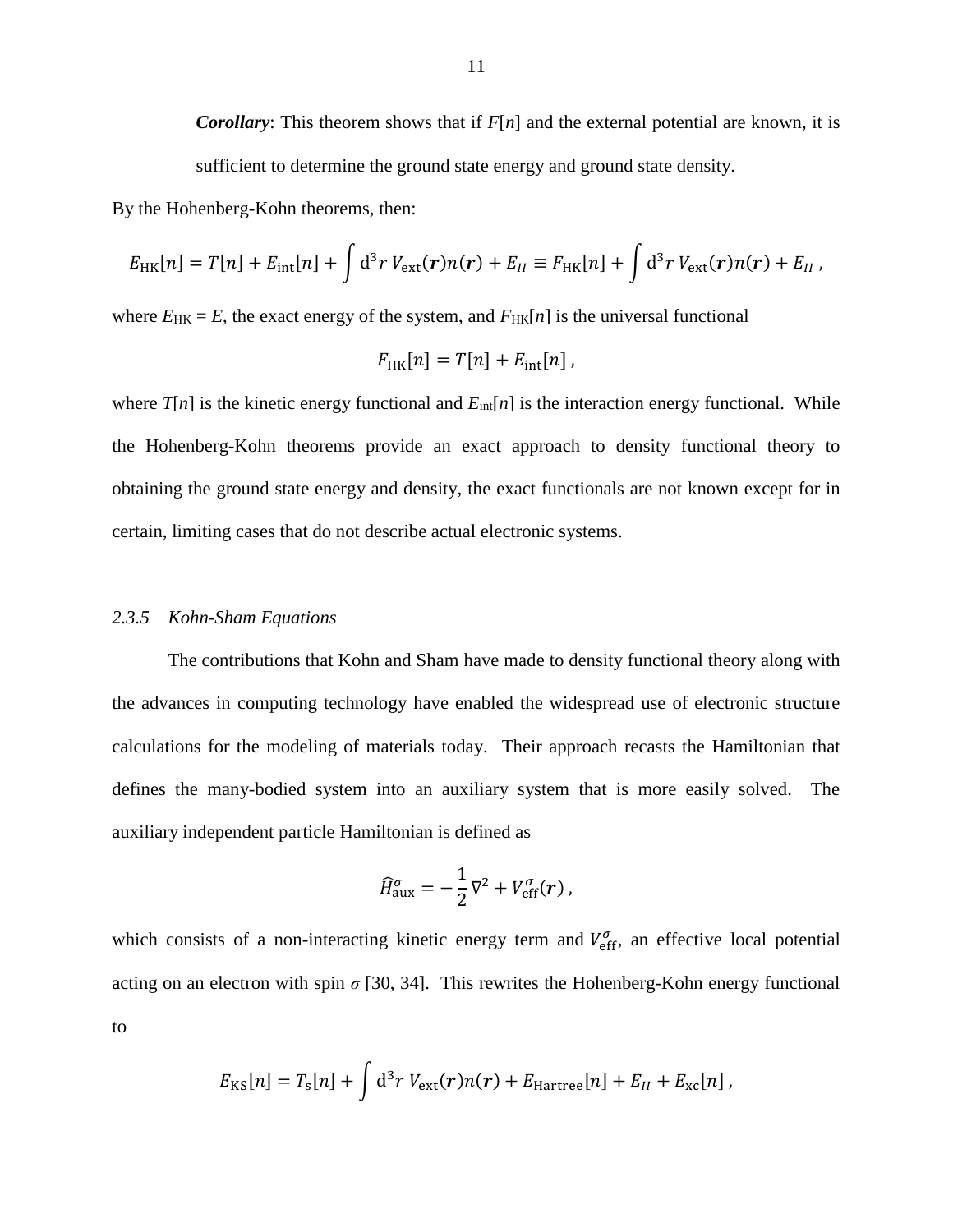***Corollary***: This theorem shows that if $F[n]$ and the external potential are known, it is sufficient to determine the ground state energy and ground state density.

By the Hohenberg-Kohn theorems, then:

$$E_{\text{HK}}[n] = T[n] + E_{\text{int}}[n] + \int \mathrm{d}^3r\, V_{\text{ext}}(\boldsymbol{r})n(\boldsymbol{r}) + E_{II} \equiv F_{\text{HK}}[n] + \int \mathrm{d}^3r\, V_{\text{ext}}(\boldsymbol{r})n(\boldsymbol{r}) + E_{II}\,,$$

where $E_{\text{HK}} = E$, the exact energy of the system, and $F_{\text{HK}}[n]$ is the universal functional

$$F_{\text{HK}}[n] = T[n] + E_{\text{int}}[n]\,,$$

where $T[n]$ is the kinetic energy functional and $E_{\text{int}}[n]$ is the interaction energy functional. While the Hohenberg-Kohn theorems provide an exact approach to density functional theory to obtaining the ground state energy and density, the exact functionals are not known except for in certain, limiting cases that do not describe actual electronic systems.

### *2.3.5 Kohn-Sham Equations*

The contributions that Kohn and Sham have made to density functional theory along with the advances in computing technology have enabled the widespread use of electronic structure calculations for the modeling of materials today. Their approach recasts the Hamiltonian that defines the many-bodied system into an auxiliary system that is more easily solved. The auxiliary independent particle Hamiltonian is defined as

$$\hat{H}^{\sigma}_{\text{aux}} = -\frac{1}{2}\nabla^2 + V^{\sigma}_{\text{eff}}(\boldsymbol{r})\,,$$

which consists of a non-interacting kinetic energy term and $V^{\sigma}_{\text{eff}}$, an effective local potential acting on an electron with spin $\sigma$ [30, 34]. This rewrites the Hohenberg-Kohn energy functional to

$$E_{\text{KS}}[n] = T_{\text{s}}[n] + \int \mathrm{d}^3r\, V_{\text{ext}}(\boldsymbol{r})n(\boldsymbol{r}) + E_{\text{Hartree}}[n] + E_{II} + E_{\text{xc}}[n]\,,$$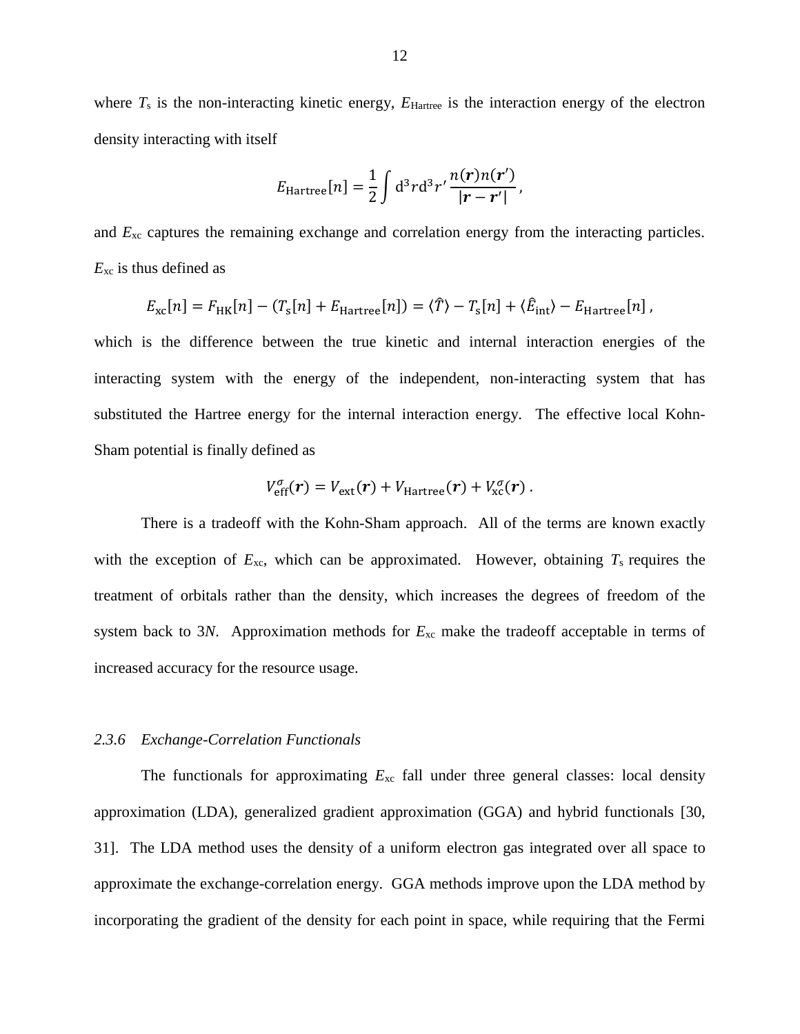where $T_s$ is the non-interacting kinetic energy, $E_{Hartree}$ is the interaction energy of the electron density interacting with itself

$$E_{\text{Hartree}}[n] = \frac{1}{2}\int \mathrm{d}^3r\mathrm{d}^3r' \frac{n(\boldsymbol{r})n(\boldsymbol{r}')}{|\boldsymbol{r}-\boldsymbol{r}'|},$$

and $E_{xc}$ captures the remaining exchange and correlation energy from the interacting particles. $E_{xc}$ is thus defined as

$$E_{\text{xc}}[n] = F_{\text{HK}}[n] - (T_{\text{s}}[n] + E_{\text{Hartree}}[n]) = \langle \hat{T} \rangle - T_{\text{s}}[n] + \langle \hat{E}_{\text{int}} \rangle - E_{\text{Hartree}}[n]\,,$$

which is the difference between the true kinetic and internal interaction energies of the interacting system with the energy of the independent, non-interacting system that has substituted the Hartree energy for the internal interaction energy. The effective local Kohn-Sham potential is finally defined as

$$V_{\text{eff}}^{\sigma}(\boldsymbol{r}) = V_{\text{ext}}(\boldsymbol{r}) + V_{\text{Hartree}}(\boldsymbol{r}) + V_{\text{xc}}^{\sigma}(\boldsymbol{r})\,.$$

There is a tradeoff with the Kohn-Sham approach. All of the terms are known exactly with the exception of $E_{xc}$, which can be approximated. However, obtaining $T_s$ requires the treatment of orbitals rather than the density, which increases the degrees of freedom of the system back to $3N$. Approximation methods for $E_{xc}$ make the tradeoff acceptable in terms of increased accuracy for the resource usage.

### *2.3.6 Exchange-Correlation Functionals*

The functionals for approximating $E_{xc}$ fall under three general classes: local density approximation (LDA), generalized gradient approximation (GGA) and hybrid functionals [30, 31]. The LDA method uses the density of a uniform electron gas integrated over all space to approximate the exchange-correlation energy. GGA methods improve upon the LDA method by incorporating the gradient of the density for each point in space, while requiring that the Fermi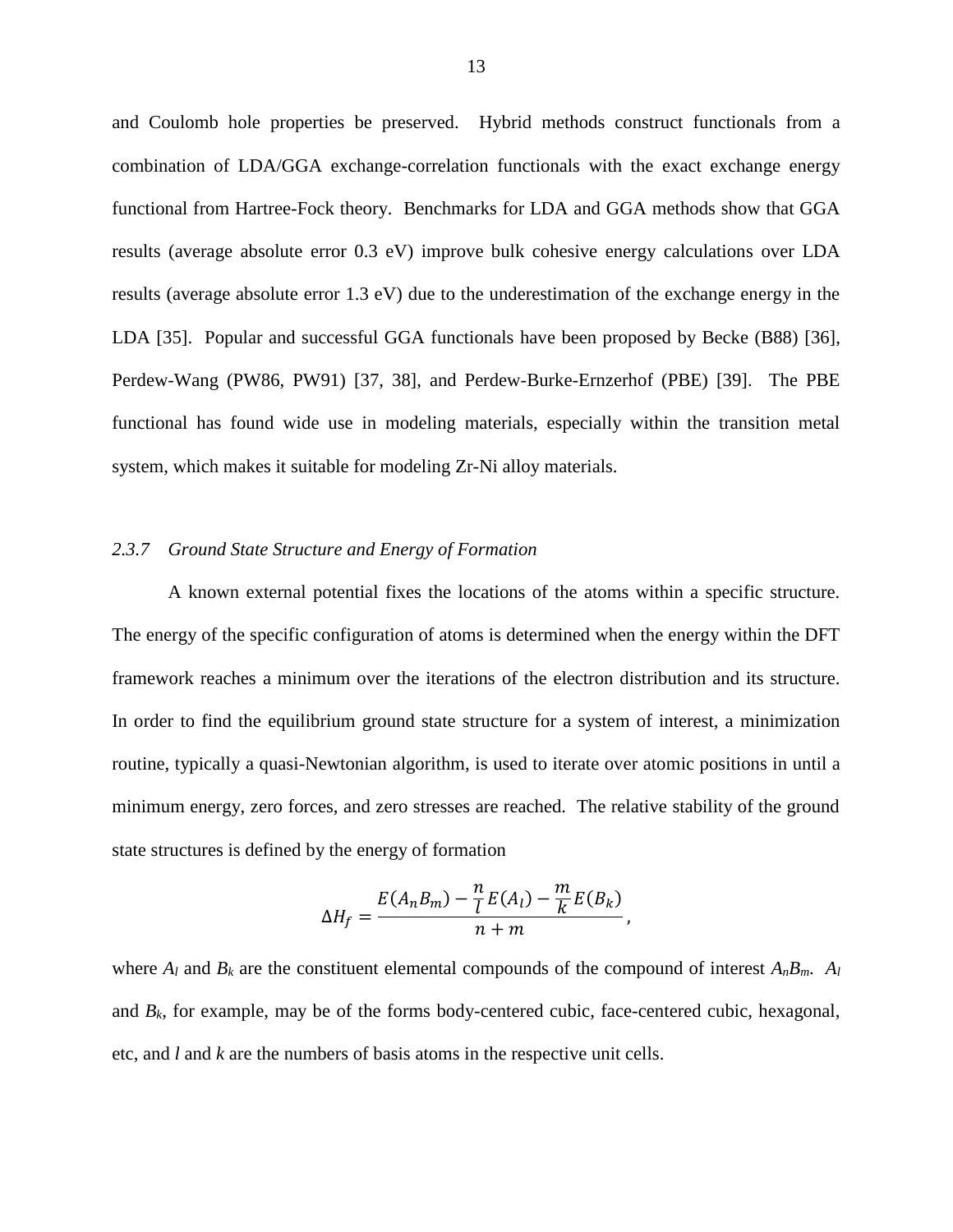and Coulomb hole properties be preserved. Hybrid methods construct functionals from a combination of LDA/GGA exchange-correlation functionals with the exact exchange energy functional from Hartree-Fock theory. Benchmarks for LDA and GGA methods show that GGA results (average absolute error 0.3 eV) improve bulk cohesive energy calculations over LDA results (average absolute error 1.3 eV) due to the underestimation of the exchange energy in the LDA [35]. Popular and successful GGA functionals have been proposed by Becke (B88) [36], Perdew-Wang (PW86, PW91) [37, 38], and Perdew-Burke-Ernzerhof (PBE) [39]. The PBE functional has found wide use in modeling materials, especially within the transition metal system, which makes it suitable for modeling Zr-Ni alloy materials.

### *2.3.7 Ground State Structure and Energy of Formation*

A known external potential fixes the locations of the atoms within a specific structure. The energy of the specific configuration of atoms is determined when the energy within the DFT framework reaches a minimum over the iterations of the electron distribution and its structure. In order to find the equilibrium ground state structure for a system of interest, a minimization routine, typically a quasi-Newtonian algorithm, is used to iterate over atomic positions in until a minimum energy, zero forces, and zero stresses are reached. The relative stability of the ground state structures is defined by the energy of formation

$$\Delta H_f = \frac{E(A_n B_m) - \frac{n}{l} E(A_l) - \frac{m}{k} E(B_k)}{n+m},$$

where $A_l$ and $B_k$ are the constituent elemental compounds of the compound of interest $A_nB_m$. $A_l$ and $B_k$, for example, may be of the forms body-centered cubic, face-centered cubic, hexagonal, etc, and $l$ and $k$ are the numbers of basis atoms in the respective unit cells.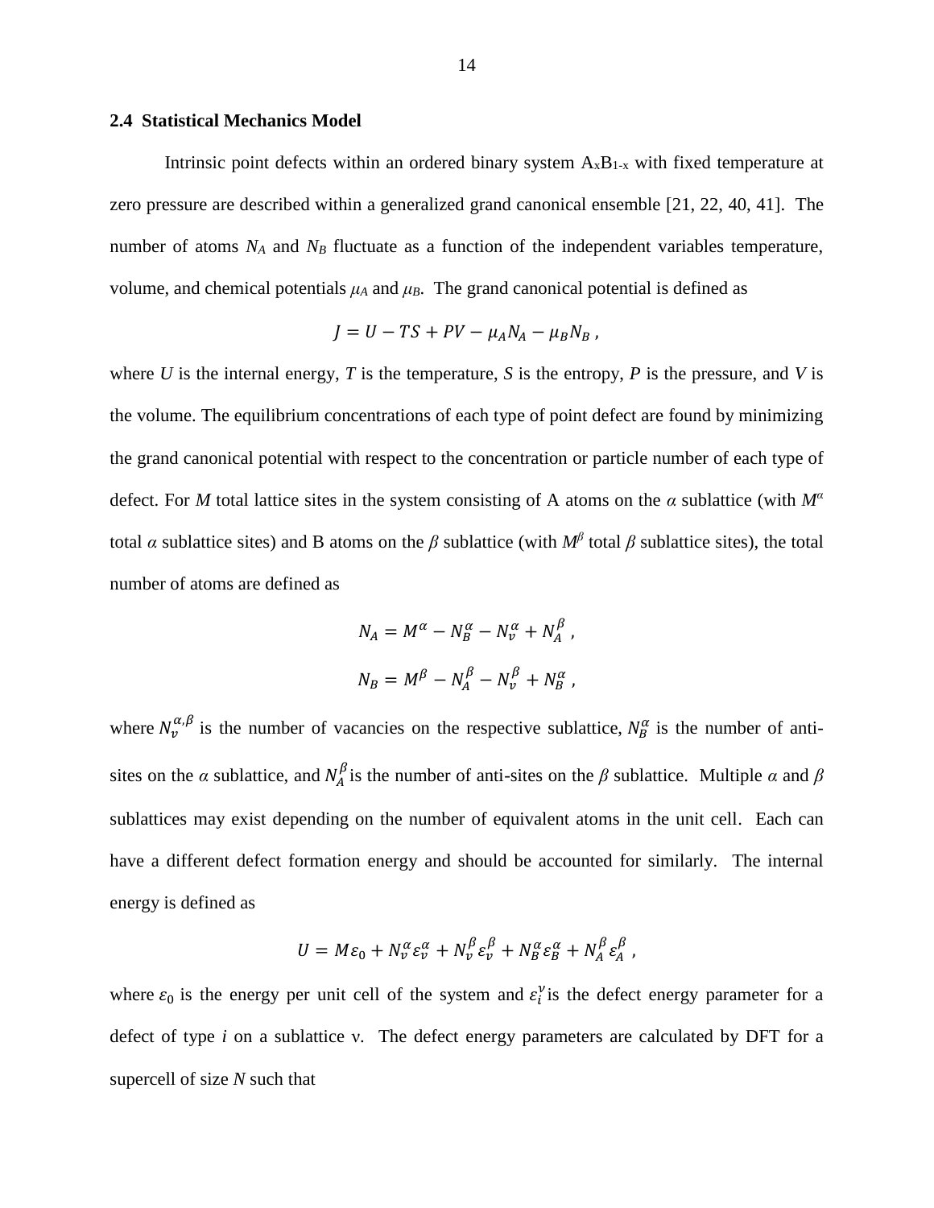### 2.4 Statistical Mechanics Model

Intrinsic point defects within an ordered binary system $A_xB_{1-x}$ with fixed temperature at zero pressure are described within a generalized grand canonical ensemble [21, 22, 40, 41]. The number of atoms $N_A$ and $N_B$ fluctuate as a function of the independent variables temperature, volume, and chemical potentials $\mu_A$ and $\mu_B$. The grand canonical potential is defined as

$$J = U - TS + PV - \mu_A N_A - \mu_B N_B \,,$$

where $U$ is the internal energy, $T$ is the temperature, $S$ is the entropy, $P$ is the pressure, and $V$ is the volume. The equilibrium concentrations of each type of point defect are found by minimizing the grand canonical potential with respect to the concentration or particle number of each type of defect. For $M$ total lattice sites in the system consisting of A atoms on the $\alpha$ sublattice (with $M^\alpha$ total $\alpha$ sublattice sites) and B atoms on the $\beta$ sublattice (with $M^\beta$ total $\beta$ sublattice sites), the total number of atoms are defined as

$$N_A = M^\alpha - N_B^\alpha - N_v^\alpha + N_A^\beta \,,$$

$$N_B = M^\beta - N_A^\beta - N_v^\beta + N_B^\alpha \,,$$

where $N_v^{\alpha,\beta}$ is the number of vacancies on the respective sublattice, $N_B^\alpha$ is the number of anti-sites on the $\alpha$ sublattice, and $N_A^\beta$ is the number of anti-sites on the $\beta$ sublattice. Multiple $\alpha$ and $\beta$ sublattices may exist depending on the number of equivalent atoms in the unit cell. Each can have a different defect formation energy and should be accounted for similarly. The internal energy is defined as

$$U = M\varepsilon_0 + N_v^\alpha \varepsilon_v^\alpha + N_v^\beta \varepsilon_v^\beta + N_B^\alpha \varepsilon_B^\alpha + N_A^\beta \varepsilon_A^\beta \,,$$

where $\varepsilon_0$ is the energy per unit cell of the system and $\varepsilon_i^\nu$ is the defect energy parameter for a defect of type $i$ on a sublattice ν. The defect energy parameters are calculated by DFT for a supercell of size $N$ such that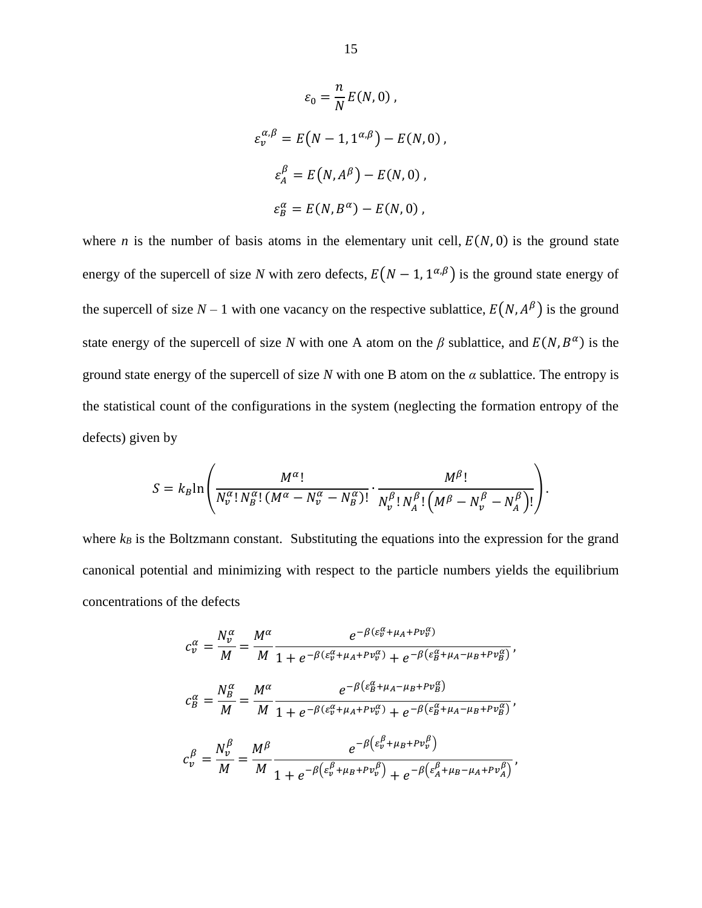$$\varepsilon_0 = \frac{n}{N} E(N, 0) \ ,$$

$$\varepsilon_v^{\alpha,\beta} = E\left(N - 1, 1^{\alpha,\beta}\right) - E(N, 0) \ ,$$

$$\varepsilon_A^{\beta} = E\left(N, A^{\beta}\right) - E(N, 0) \ ,$$

$$\varepsilon_B^{\alpha} = E\left(N, B^{\alpha}\right) - E(N, 0) \ ,$$

where $n$ is the number of basis atoms in the elementary unit cell, $E(N, 0)$ is the ground state energy of the supercell of size $N$ with zero defects, $E\left(N - 1, 1^{\alpha,\beta}\right)$ is the ground state energy of the supercell of size $N$ – 1 with one vacancy on the respective sublattice, $E\left(N, A^{\beta}\right)$ is the ground state energy of the supercell of size $N$ with one A atom on the $\beta$ sublattice, and $E\left(N, B^{\alpha}\right)$ is the ground state energy of the supercell of size $N$ with one B atom on the $\alpha$ sublattice. The entropy is the statistical count of the configurations in the system (neglecting the formation entropy of the defects) given by

$$S = k_B \ln\left( \frac{M^{\alpha}!}{N_v^{\alpha}!\, N_B^{\alpha}!\, (M^{\alpha} - N_v^{\alpha} - N_B^{\alpha})!} \cdot \frac{M^{\beta}!}{N_v^{\beta}!\, N_A^{\beta}!\, \left(M^{\beta} - N_v^{\beta} - N_A^{\beta}\right)!} \right).$$

where $k_B$ is the Boltzmann constant. Substituting the equations into the expression for the grand canonical potential and minimizing with respect to the particle numbers yields the equilibrium concentrations of the defects

$$c_v^{\alpha} = \frac{N_v^{\alpha}}{M} = \frac{M^{\alpha}}{M} \frac{e^{-\beta(\varepsilon_v^{\alpha} + \mu_A + P v_v^{\alpha})}}{1 + e^{-\beta(\varepsilon_v^{\alpha} + \mu_A + P v_v^{\alpha})} + e^{-\beta\left(\varepsilon_B^{\alpha} + \mu_A - \mu_B + P v_B^{\alpha}\right)}} \, ,$$

$$c_B^{\alpha} = \frac{N_B^{\alpha}}{M} = \frac{M^{\alpha}}{M} \frac{e^{-\beta\left(\varepsilon_B^{\alpha} + \mu_A - \mu_B + P v_B^{\alpha}\right)}}{1 + e^{-\beta(\varepsilon_v^{\alpha} + \mu_A + P v_v^{\alpha})} + e^{-\beta\left(\varepsilon_B^{\alpha} + \mu_A - \mu_B + P v_B^{\alpha}\right)}} \, ,$$

$$c_v^{\beta} = \frac{N_v^{\beta}}{M} = \frac{M^{\beta}}{M} \frac{e^{-\beta\left(\varepsilon_v^{\beta} + \mu_B + P v_v^{\beta}\right)}}{1 + e^{-\beta\left(\varepsilon_v^{\beta} + \mu_B + P v_v^{\beta}\right)} + e^{-\beta\left(\varepsilon_A^{\beta} + \mu_B - \mu_A + P v_A^{\beta}\right)}} \, ,$$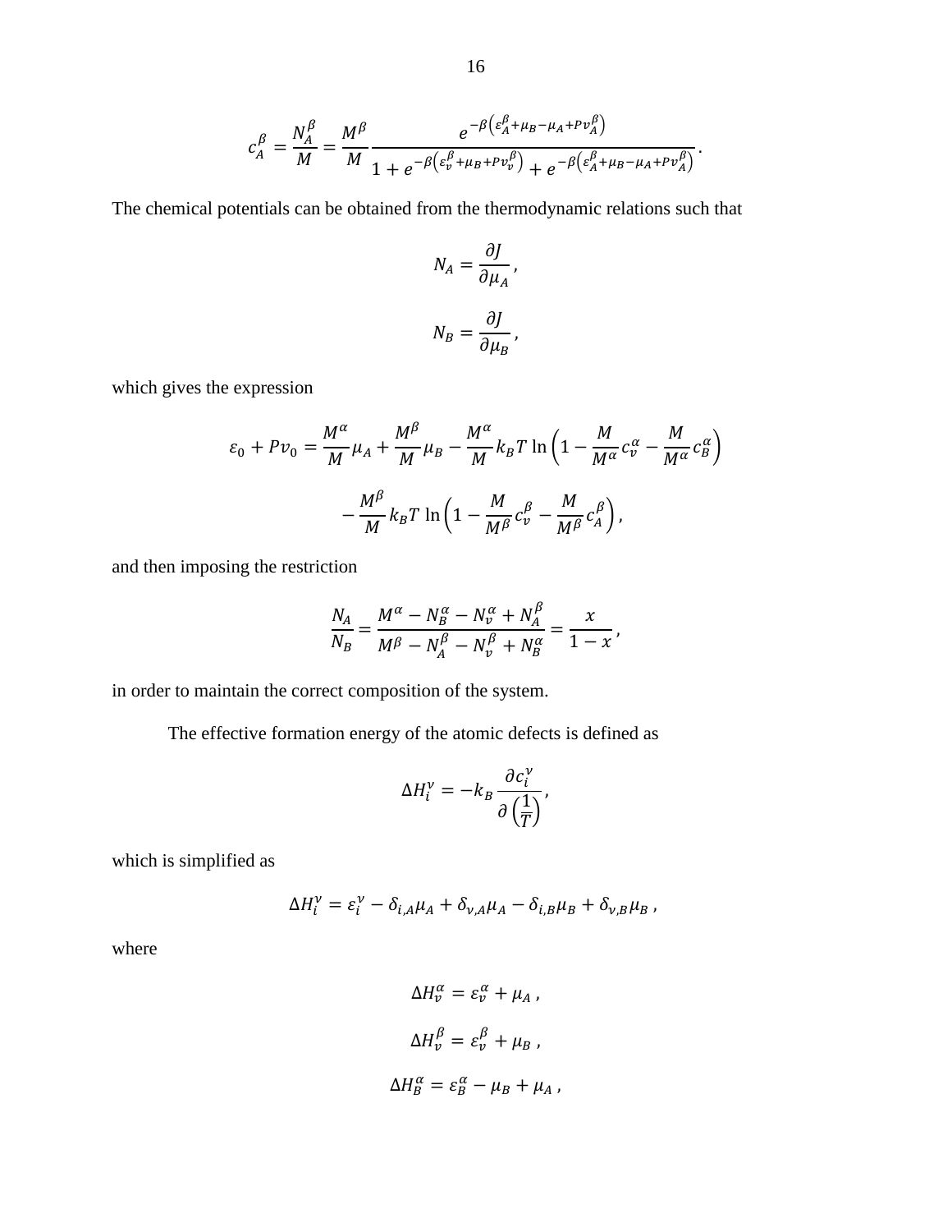$$c_A^\beta = \frac{N_A^\beta}{M} = \frac{M^\beta}{M} \frac{e^{-\beta\left(\varepsilon_A^\beta + \mu_B - \mu_A + Pv_A^\beta\right)}}{1 + e^{-\beta\left(\varepsilon_v^\beta + \mu_B + Pv_v^\beta\right)} + e^{-\beta\left(\varepsilon_A^\beta + \mu_B - \mu_A + Pv_A^\beta\right)}}.$$

The chemical potentials can be obtained from the thermodynamic relations such that

$$N_A = \frac{\partial J}{\partial \mu_A},$$

$$N_B = \frac{\partial J}{\partial \mu_B},$$

which gives the expression

$$\varepsilon_0 + Pv_0 = \frac{M^\alpha}{M}\mu_A + \frac{M^\beta}{M}\mu_B - \frac{M^\alpha}{M} k_B T \ln\left(1 - \frac{M}{M^\alpha} c_v^\alpha - \frac{M}{M^\alpha} c_B^\alpha\right)$$

$$- \frac{M^\beta}{M} k_B T \ln\left(1 - \frac{M}{M^\beta} c_v^\beta - \frac{M}{M^\beta} c_A^\beta\right),$$

and then imposing the restriction

$$\frac{N_A}{N_B} = \frac{M^\alpha - N_B^\alpha - N_v^\alpha + N_A^\beta}{M^\beta - N_A^\beta - N_v^\beta + N_B^\alpha} = \frac{x}{1 - x},$$

in order to maintain the correct composition of the system.

The effective formation energy of the atomic defects is defined as

$$\Delta H_i^\nu = -k_B \frac{\partial c_i^\nu}{\partial\left(\frac{1}{T}\right)},$$

which is simplified as

$$\Delta H_i^\nu = \varepsilon_i^\nu - \delta_{i,A}\mu_A + \delta_{\nu,A}\mu_A - \delta_{i,B}\mu_B + \delta_{\nu,B}\mu_B,$$

where

$$\Delta H_v^\alpha = \varepsilon_v^\alpha + \mu_A,$$

$$\Delta H_v^\beta = \varepsilon_v^\beta + \mu_B,$$

$$\Delta H_B^\alpha = \varepsilon_B^\alpha - \mu_B + \mu_A,$$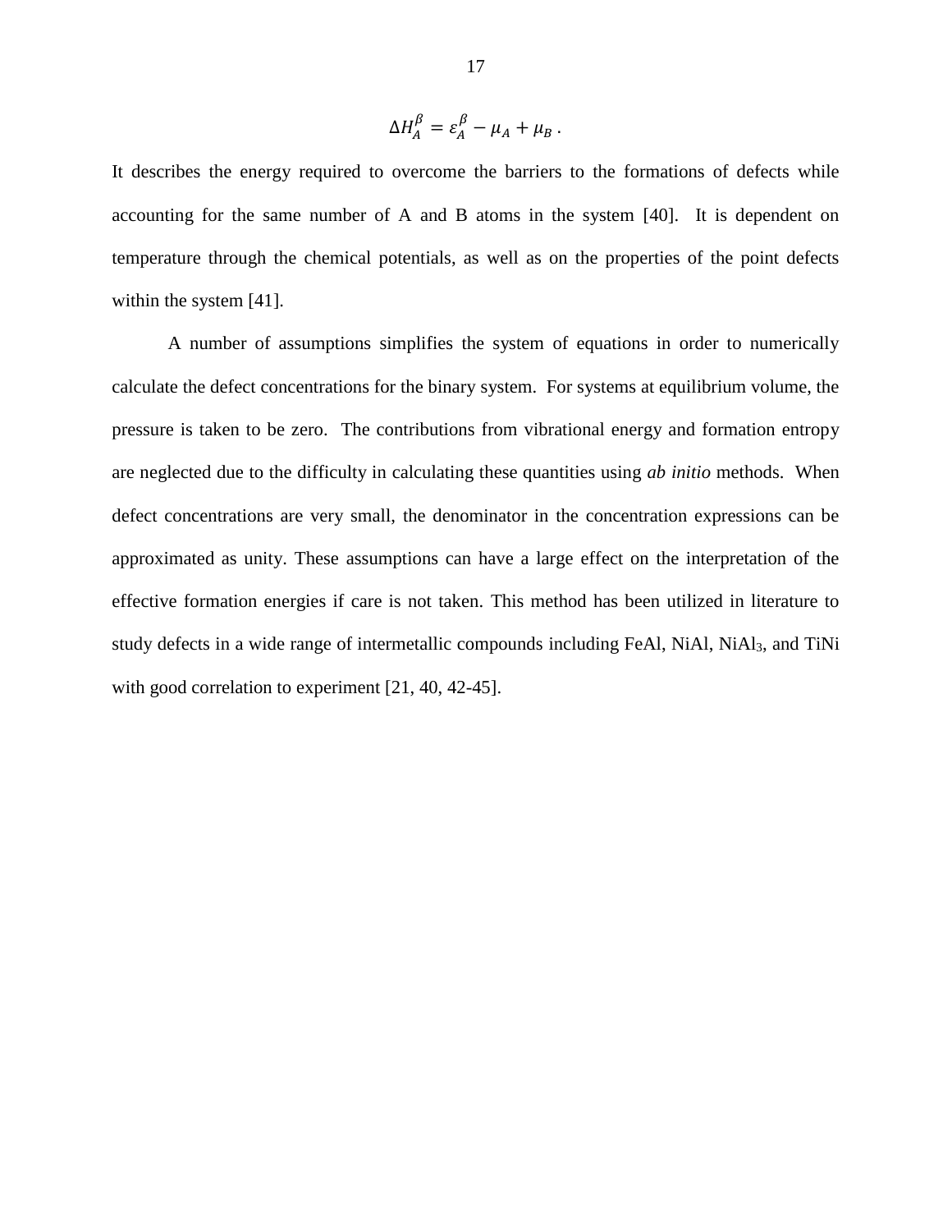$$\Delta H_A^\beta = \varepsilon_A^\beta - \mu_A + \mu_B \ .$$

It describes the energy required to overcome the barriers to the formations of defects while accounting for the same number of A and B atoms in the system [40]. It is dependent on temperature through the chemical potentials, as well as on the properties of the point defects within the system [41].

A number of assumptions simplifies the system of equations in order to numerically calculate the defect concentrations for the binary system. For systems at equilibrium volume, the pressure is taken to be zero. The contributions from vibrational energy and formation entropy are neglected due to the difficulty in calculating these quantities using *ab initio* methods. When defect concentrations are very small, the denominator in the concentration expressions can be approximated as unity. These assumptions can have a large effect on the interpretation of the effective formation energies if care is not taken. This method has been utilized in literature to study defects in a wide range of intermetallic compounds including FeAl, NiAl, $NiAl_3$, and TiNi with good correlation to experiment [21, 40, 42-45].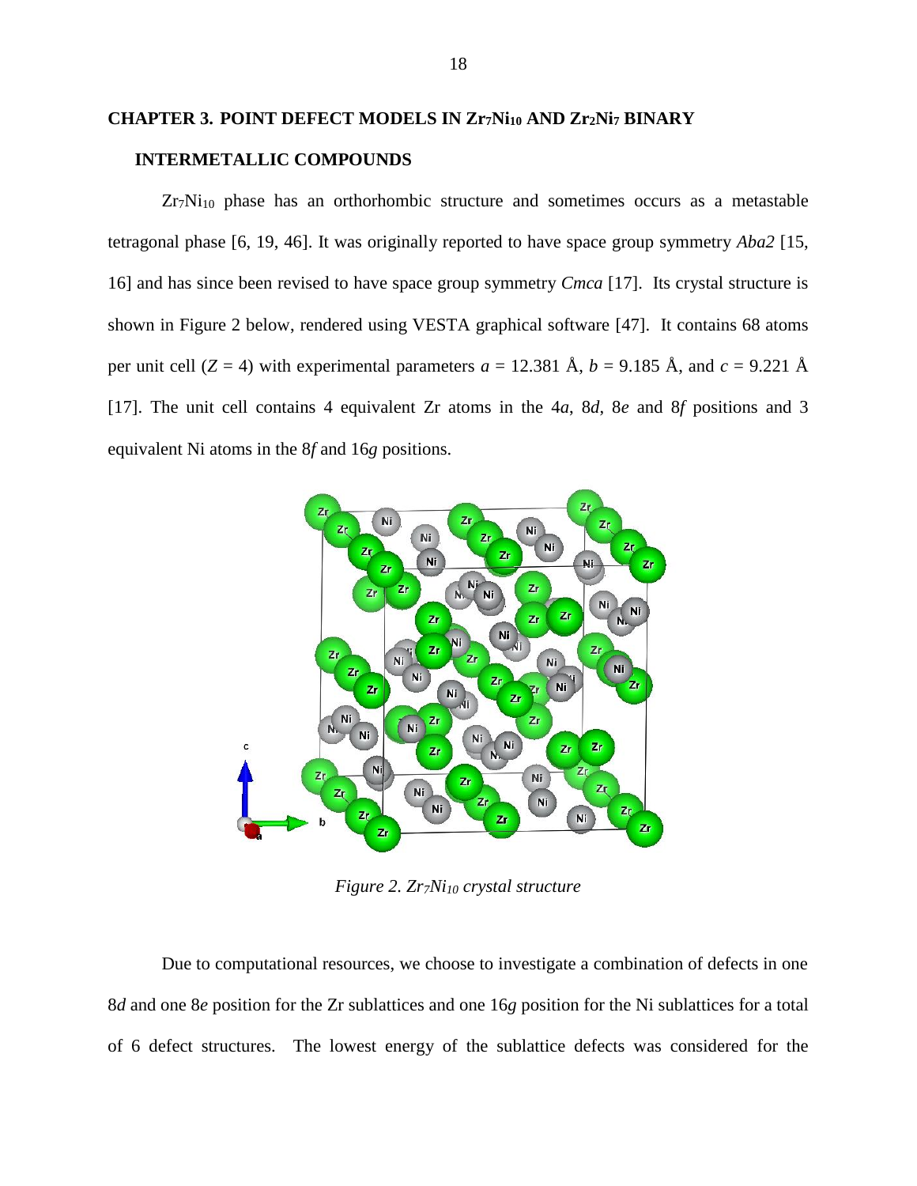## CHAPTER 3. POINT DEFECT MODELS IN $Zr_7Ni_{10}$ AND $Zr_2Ni_7$ BINARY INTERMETALLIC COMPOUNDS

$Zr_7Ni_{10}$ phase has an orthorhombic structure and sometimes occurs as a metastable tetragonal phase [6, 19, 46]. It was originally reported to have space group symmetry *Aba2* [15, 16] and has since been revised to have space group symmetry *Cmca* [17]. Its crystal structure is shown in Figure 2 below, rendered using VESTA graphical software [47]. It contains 68 atoms per unit cell ($Z = 4$) with experimental parameters $a = 12.381$ Å, $b = 9.185$ Å, and $c = 9.221$ Å [17]. The unit cell contains 4 equivalent Zr atoms in the 4*a*, 8*d*, 8*e* and 8*f* positions and 3 equivalent Ni atoms in the 8*f* and 16*g* positions.

*Figure 2. $Zr_7Ni_{10}$ crystal structure*

Due to computational resources, we choose to investigate a combination of defects in one 8*d* and one 8*e* position for the Zr sublattices and one 16*g* position for the Ni sublattices for a total of 6 defect structures. The lowest energy of the sublattice defects was considered for the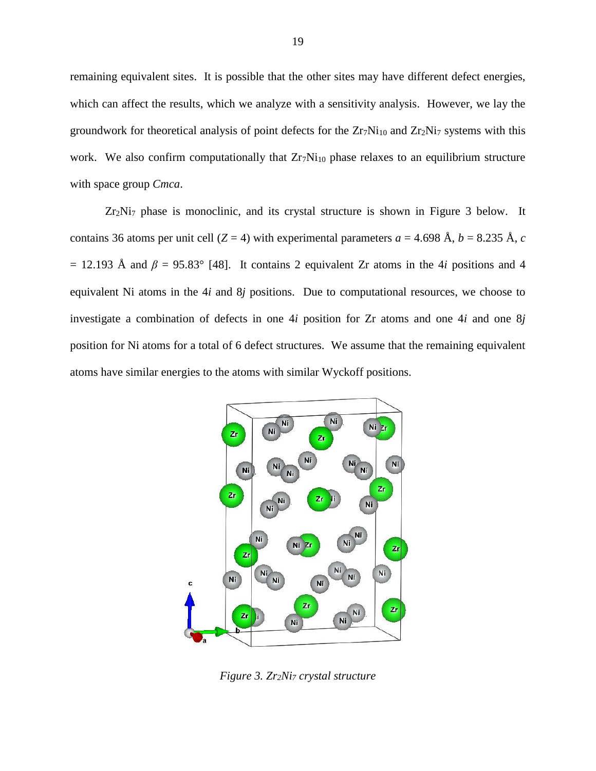remaining equivalent sites. It is possible that the other sites may have different defect energies, which can affect the results, which we analyze with a sensitivity analysis. However, we lay the groundwork for theoretical analysis of point defects for the $Zr_7Ni_{10}$ and $Zr_2Ni_7$ systems with this work. We also confirm computationally that $Zr_7Ni_{10}$ phase relaxes to an equilibrium structure with space group *Cmca*.

$Zr_2Ni_7$ phase is monoclinic, and its crystal structure is shown in Figure 3 below. It contains 36 atoms per unit cell ($Z = 4$) with experimental parameters $a = 4.698$ Å, $b = 8.235$ Å, $c = 12.193$ Å and $\beta = 95.83°$ [48]. It contains 2 equivalent Zr atoms in the 4*i* positions and 4 equivalent Ni atoms in the 4*i* and 8*j* positions. Due to computational resources, we choose to investigate a combination of defects in one 4*i* position for Zr atoms and one 4*i* and one 8*j* position for Ni atoms for a total of 6 defect structures. We assume that the remaining equivalent atoms have similar energies to the atoms with similar Wyckoff positions.

*Figure 3. $Zr_2Ni_7$ crystal structure*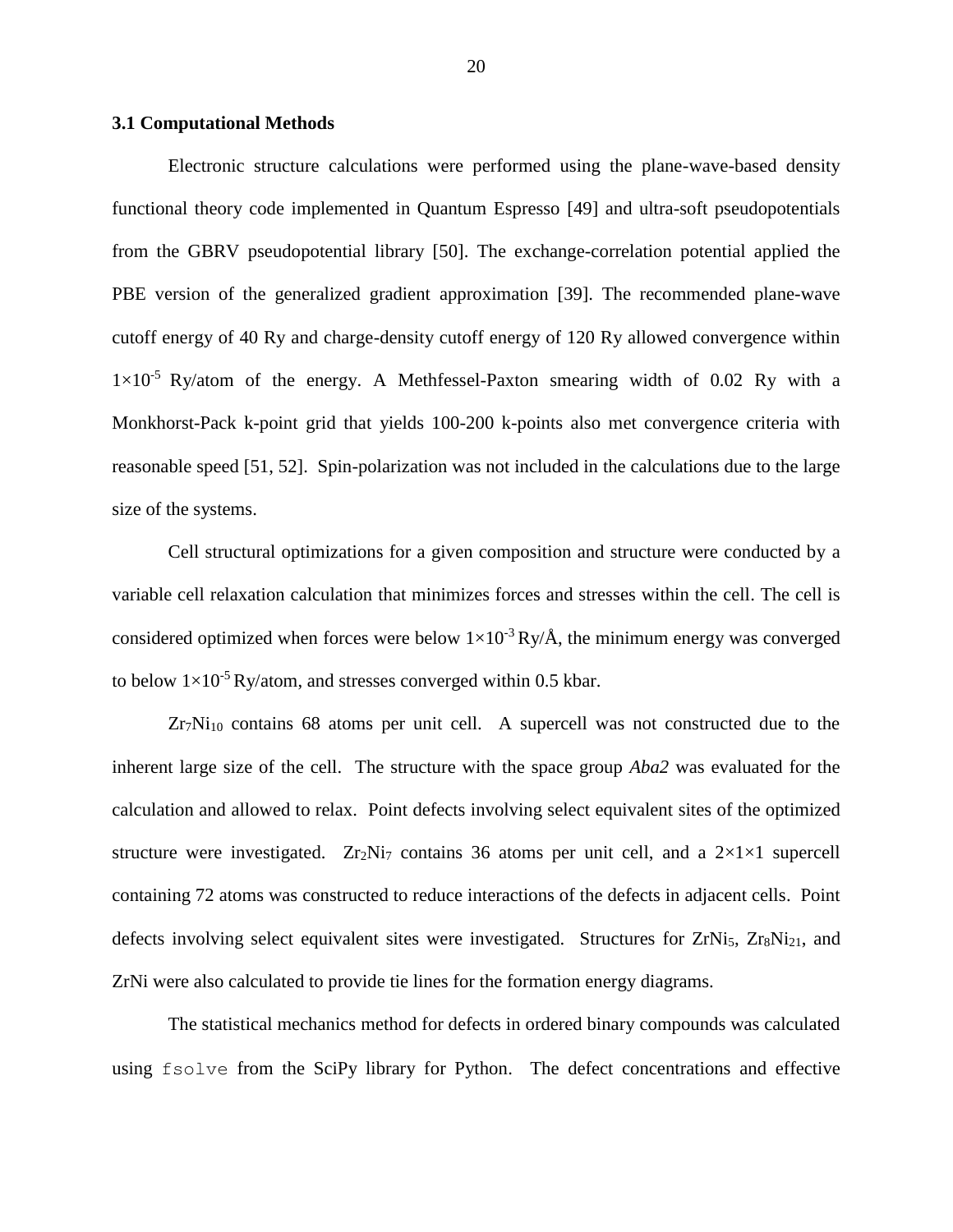### 3.1 Computational Methods

Electronic structure calculations were performed using the plane-wave-based density functional theory code implemented in Quantum Espresso [49] and ultra-soft pseudopotentials from the GBRV pseudopotential library [50]. The exchange-correlation potential applied the PBE version of the generalized gradient approximation [39]. The recommended plane-wave cutoff energy of 40 Ry and charge-density cutoff energy of 120 Ry allowed convergence within $1\times10^{-5}$ Ry/atom of the energy. A Methfessel-Paxton smearing width of 0.02 Ry with a Monkhorst-Pack k-point grid that yields 100-200 k-points also met convergence criteria with reasonable speed [51, 52]. Spin-polarization was not included in the calculations due to the large size of the systems.

Cell structural optimizations for a given composition and structure were conducted by a variable cell relaxation calculation that minimizes forces and stresses within the cell. The cell is considered optimized when forces were below $1\times10^{-3}$ Ry/Å, the minimum energy was converged to below $1\times10^{-5}$ Ry/atom, and stresses converged within 0.5 kbar.

$Zr_7Ni_{10}$ contains 68 atoms per unit cell. A supercell was not constructed due to the inherent large size of the cell. The structure with the space group *Aba2* was evaluated for the calculation and allowed to relax. Point defects involving select equivalent sites of the optimized structure were investigated. $Zr_2Ni_7$ contains 36 atoms per unit cell, and a $2\times1\times1$ supercell containing 72 atoms was constructed to reduce interactions of the defects in adjacent cells. Point defects involving select equivalent sites were investigated. Structures for $ZrNi_5$, $Zr_8Ni_{21}$, and ZrNi were also calculated to provide tie lines for the formation energy diagrams.

The statistical mechanics method for defects in ordered binary compounds was calculated using `fsolve` from the SciPy library for Python. The defect concentrations and effective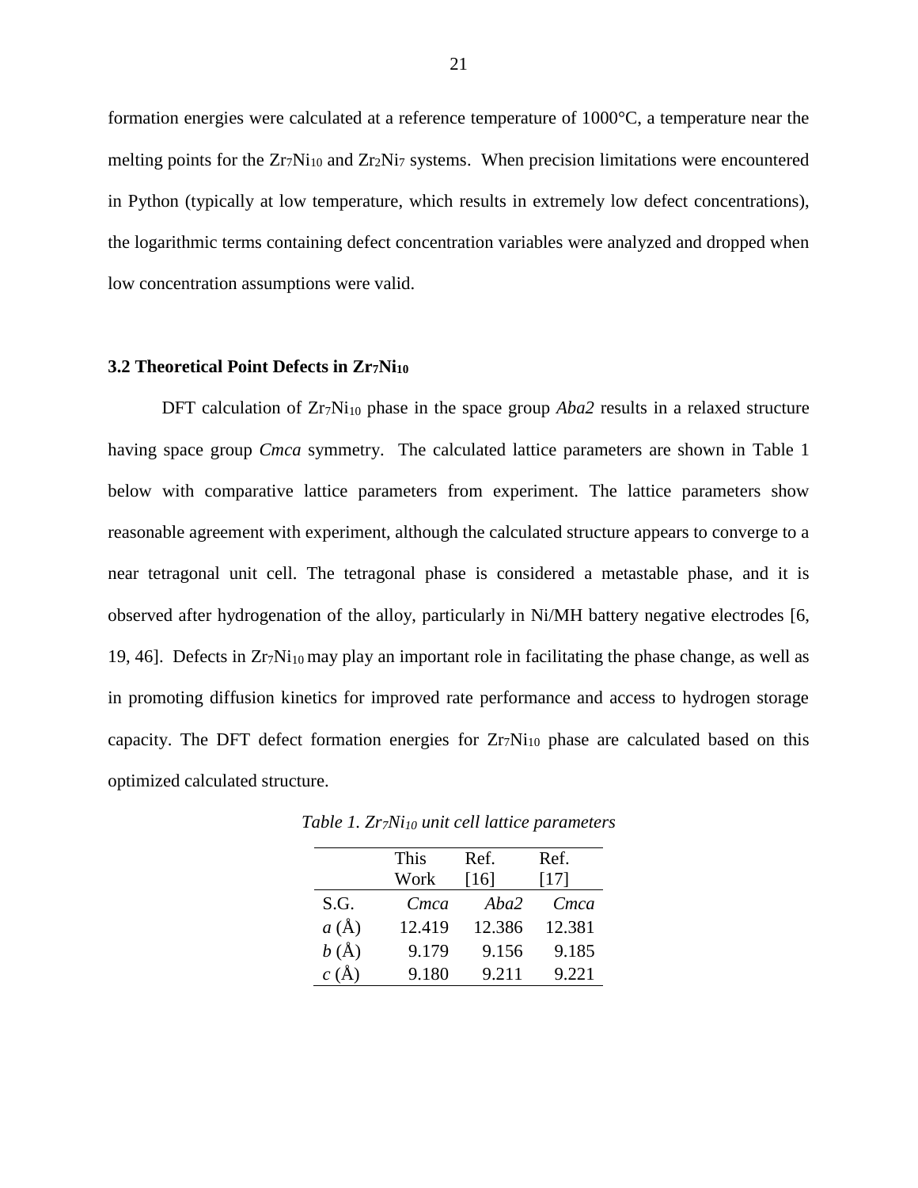formation energies were calculated at a reference temperature of 1000°C, a temperature near the melting points for the $Zr_7Ni_{10}$ and $Zr_2Ni_7$ systems. When precision limitations were encountered in Python (typically at low temperature, which results in extremely low defect concentrations), the logarithmic terms containing defect concentration variables were analyzed and dropped when low concentration assumptions were valid.

### 3.2 Theoretical Point Defects in $Zr_7Ni_{10}$

DFT calculation of $Zr_7Ni_{10}$ phase in the space group *Aba2* results in a relaxed structure having space group *Cmca* symmetry. The calculated lattice parameters are shown in Table 1 below with comparative lattice parameters from experiment. The lattice parameters show reasonable agreement with experiment, although the calculated structure appears to converge to a near tetragonal unit cell. The tetragonal phase is considered a metastable phase, and it is observed after hydrogenation of the alloy, particularly in Ni/MH battery negative electrodes [6, 19, 46]. Defects in $Zr_7Ni_{10}$ may play an important role in facilitating the phase change, as well as in promoting diffusion kinetics for improved rate performance and access to hydrogen storage capacity. The DFT defect formation energies for $Zr_7Ni_{10}$ phase are calculated based on this optimized calculated structure.

*Table 1. $Zr_7Ni_{10}$ unit cell lattice parameters*

| | This Work | Ref. [16] | Ref. [17] |
|---|---|---|---|
| S.G. | *Cmca* | *Aba2* | *Cmca* |
| *a* (Å) | 12.419 | 12.386 | 12.381 |
| *b* (Å) | 9.179 | 9.156 | 9.185 |
| *c* (Å) | 9.180 | 9.211 | 9.221 |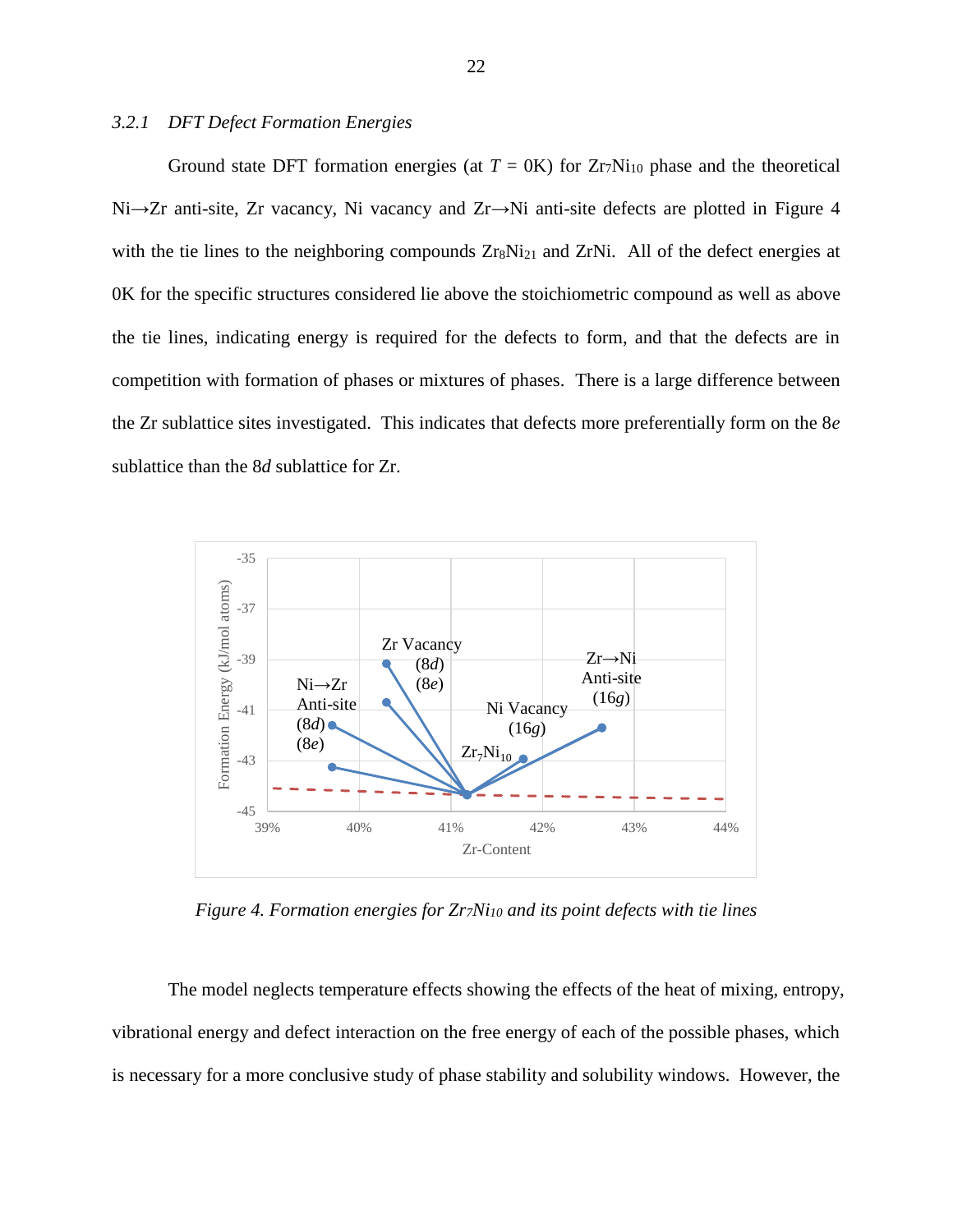### 3.2.1 *DFT Defect Formation Energies*

Ground state DFT formation energies (at $T$ = 0K) for $Zr_7Ni_{10}$ phase and the theoretical Ni→Zr anti-site, Zr vacancy, Ni vacancy and Zr→Ni anti-site defects are plotted in Figure 4 with the tie lines to the neighboring compounds $Zr_8Ni_{21}$ and ZrNi. All of the defect energies at 0K for the specific structures considered lie above the stoichiometric compound as well as above the tie lines, indicating energy is required for the defects to form, and that the defects are in competition with formation of phases or mixtures of phases. There is a large difference between the Zr sublattice sites investigated. This indicates that defects more preferentially form on the 8*e* sublattice than the 8*d* sublattice for Zr.

*Figure 4. Formation energies for $Zr_7Ni_{10}$ and its point defects with tie lines*

The model neglects temperature effects showing the effects of the heat of mixing, entropy, vibrational energy and defect interaction on the free energy of each of the possible phases, which is necessary for a more conclusive study of phase stability and solubility windows. However, the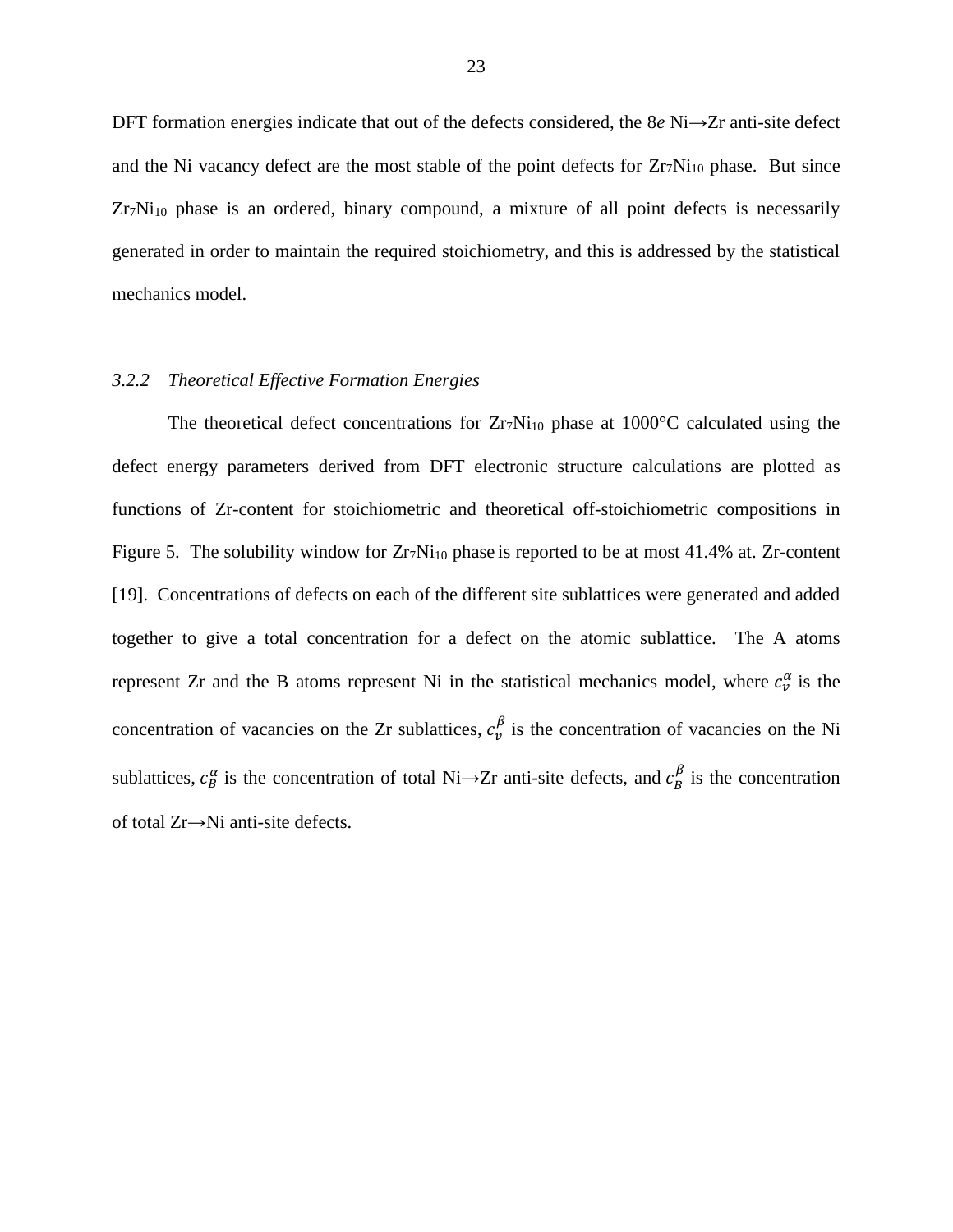DFT formation energies indicate that out of the defects considered, the 8*e* Ni→Zr anti-site defect and the Ni vacancy defect are the most stable of the point defects for $Zr_7Ni_{10}$ phase. But since $Zr_7Ni_{10}$ phase is an ordered, binary compound, a mixture of all point defects is necessarily generated in order to maintain the required stoichiometry, and this is addressed by the statistical mechanics model.

### 3.2.2 *Theoretical Effective Formation Energies*

The theoretical defect concentrations for $Zr_7Ni_{10}$ phase at 1000°C calculated using the defect energy parameters derived from DFT electronic structure calculations are plotted as functions of Zr-content for stoichiometric and theoretical off-stoichiometric compositions in Figure 5. The solubility window for $Zr_7Ni_{10}$ phase is reported to be at most 41.4% at. Zr-content [19]. Concentrations of defects on each of the different site sublattices were generated and added together to give a total concentration for a defect on the atomic sublattice. The A atoms represent Zr and the B atoms represent Ni in the statistical mechanics model, where $c_v^{\alpha}$ is the concentration of vacancies on the Zr sublattices, $c_v^{\beta}$ is the concentration of vacancies on the Ni sublattices, $c_B^{\alpha}$ is the concentration of total Ni→Zr anti-site defects, and $c_B^{\beta}$ is the concentration of total Zr→Ni anti-site defects.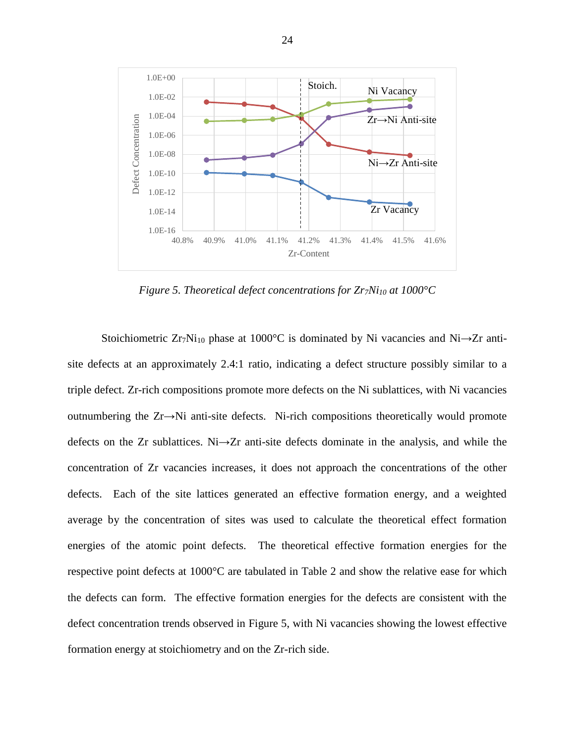*Figure 5. Theoretical defect concentrations for $Zr_7Ni_{10}$ at 1000°C*

Stoichiometric $Zr_7Ni_{10}$ phase at 1000°C is dominated by Ni vacancies and Ni→Zr anti-site defects at an approximately 2.4:1 ratio, indicating a defect structure possibly similar to a triple defect. Zr-rich compositions promote more defects on the Ni sublattices, with Ni vacancies outnumbering the Zr→Ni anti-site defects. Ni-rich compositions theoretically would promote defects on the Zr sublattices. Ni→Zr anti-site defects dominate in the analysis, and while the concentration of Zr vacancies increases, it does not approach the concentrations of the other defects. Each of the site lattices generated an effective formation energy, and a weighted average by the concentration of sites was used to calculate the theoretical effect formation energies of the atomic point defects. The theoretical effective formation energies for the respective point defects at 1000°C are tabulated in Table 2 and show the relative ease for which the defects can form. The effective formation energies for the defects are consistent with the defect concentration trends observed in Figure 5, with Ni vacancies showing the lowest effective formation energy at stoichiometry and on the Zr-rich side.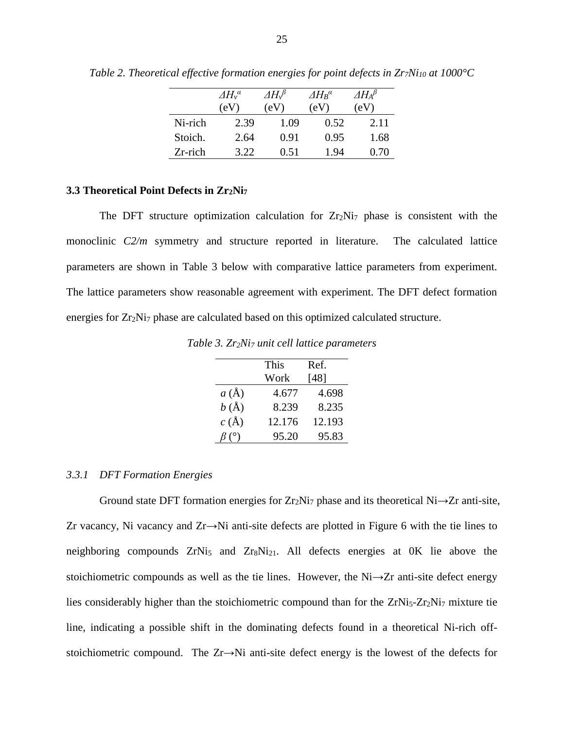*Table 2. Theoretical effective formation energies for point defects in $Zr_7Ni_{10}$ at 1000°C*

| | $\Delta H_V^{\alpha}$ (eV) | $\Delta H_V^{\beta}$ (eV) | $\Delta H_B^{\alpha}$ (eV) | $\Delta H_A^{\beta}$ (eV) |
|---|---|---|---|---|
| Ni-rich | 2.39 | 1.09 | 0.52 | 2.11 |
| Stoich. | 2.64 | 0.91 | 0.95 | 1.68 |
| Zr-rich | 3.22 | 0.51 | 1.94 | 0.70 |

### 3.3 Theoretical Point Defects in $Zr_2Ni_7$

The DFT structure optimization calculation for $Zr_2Ni_7$ phase is consistent with the monoclinic *C2/m* symmetry and structure reported in literature. The calculated lattice parameters are shown in Table 3 below with comparative lattice parameters from experiment. The lattice parameters show reasonable agreement with experiment. The DFT defect formation energies for $Zr_2Ni_7$ phase are calculated based on this optimized calculated structure.

*Table 3. $Zr_2Ni_7$ unit cell lattice parameters*

| | This Work | Ref. [48] |
|---|---|---|
| *a* (Å) | 4.677 | 4.698 |
| *b* (Å) | 8.239 | 8.235 |
| *c* (Å) | 12.176 | 12.193 |
| *β* (°) | 95.20 | 95.83 |

#### *3.3.1 DFT Formation Energies*

Ground state DFT formation energies for $Zr_2Ni_7$ phase and its theoretical Ni→Zr anti-site, Zr vacancy, Ni vacancy and Zr→Ni anti-site defects are plotted in Figure 6 with the tie lines to neighboring compounds $ZrNi_5$ and $Zr_8Ni_{21}$. All defects energies at 0K lie above the stoichiometric compounds as well as the tie lines. However, the Ni→Zr anti-site defect energy lies considerably higher than the stoichiometric compound than for the $ZrNi_5$-$Zr_2Ni_7$ mixture tie line, indicating a possible shift in the dominating defects found in a theoretical Ni-rich off-stoichiometric compound. The Zr→Ni anti-site defect energy is the lowest of the defects for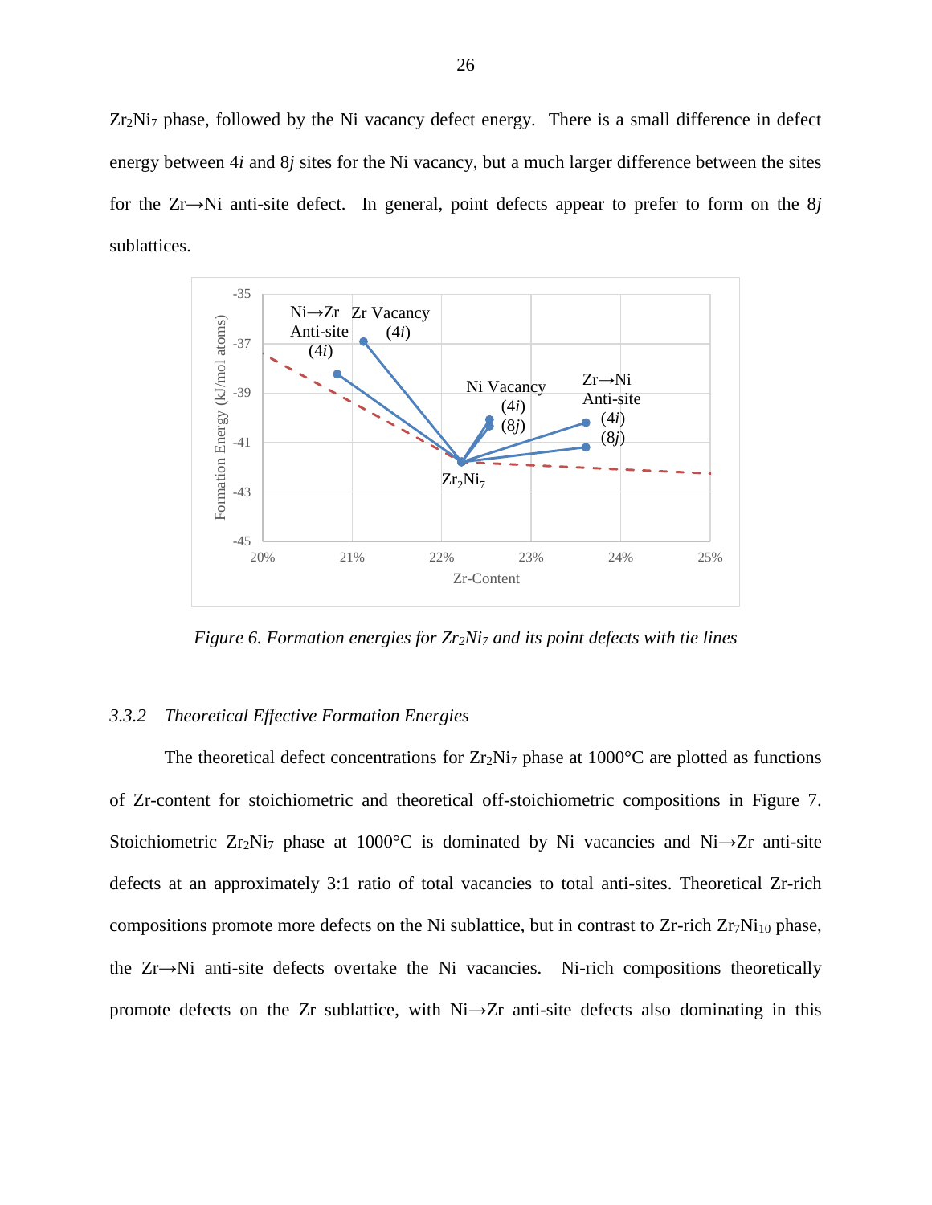$Zr_2Ni_7$ phase, followed by the Ni vacancy defect energy. There is a small difference in defect energy between 4*i* and 8*j* sites for the Ni vacancy, but a much larger difference between the sites for the Zr→Ni anti-site defect. In general, point defects appear to prefer to form on the 8*j* sublattices.

*Figure 6. Formation energies for $Zr_2Ni_7$ and its point defects with tie lines*

### *3.3.2 Theoretical Effective Formation Energies*

The theoretical defect concentrations for $Zr_2Ni_7$ phase at 1000°C are plotted as functions of Zr-content for stoichiometric and theoretical off-stoichiometric compositions in Figure 7. Stoichiometric $Zr_2Ni_7$ phase at 1000°C is dominated by Ni vacancies and Ni→Zr anti-site defects at an approximately 3:1 ratio of total vacancies to total anti-sites. Theoretical Zr-rich compositions promote more defects on the Ni sublattice, but in contrast to Zr-rich $Zr_7Ni_{10}$ phase, the Zr→Ni anti-site defects overtake the Ni vacancies. Ni-rich compositions theoretically promote defects on the Zr sublattice, with Ni→Zr anti-site defects also dominating in this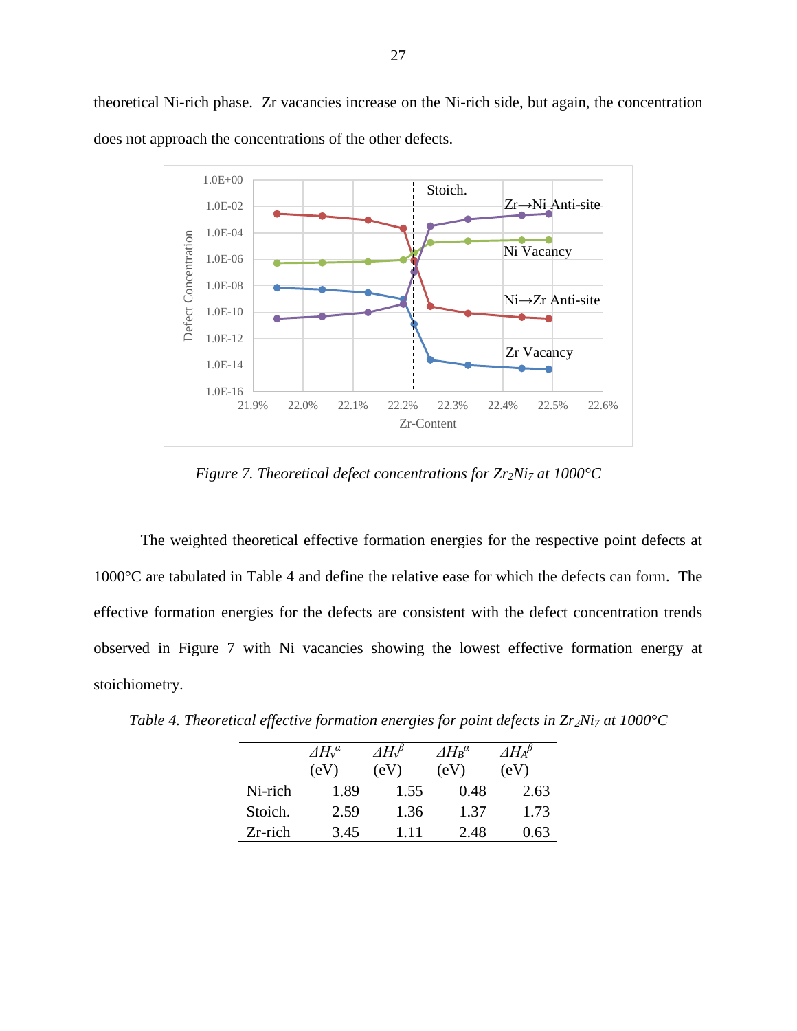theoretical Ni-rich phase. Zr vacancies increase on the Ni-rich side, but again, the concentration does not approach the concentrations of the other defects.

*Figure 7. Theoretical defect concentrations for $Zr_2Ni_7$ at 1000°C*

The weighted theoretical effective formation energies for the respective point defects at 1000°C are tabulated in Table 4 and define the relative ease for which the defects can form. The effective formation energies for the defects are consistent with the defect concentration trends observed in Figure 7 with Ni vacancies showing the lowest effective formation energy at stoichiometry.

*Table 4. Theoretical effective formation energies for point defects in $Zr_2Ni_7$ at 1000°C*

| | $\Delta H_V^{\alpha}$ (eV) | $\Delta H_V^{\beta}$ (eV) | $\Delta H_B^{\alpha}$ (eV) | $\Delta H_A^{\beta}$ (eV) |
|---|---|---|---|---|
| Ni-rich | 1.89 | 1.55 | 0.48 | 2.63 |
| Stoich. | 2.59 | 1.36 | 1.37 | 1.73 |
| Zr-rich | 3.45 | 1.11 | 2.48 | 0.63 |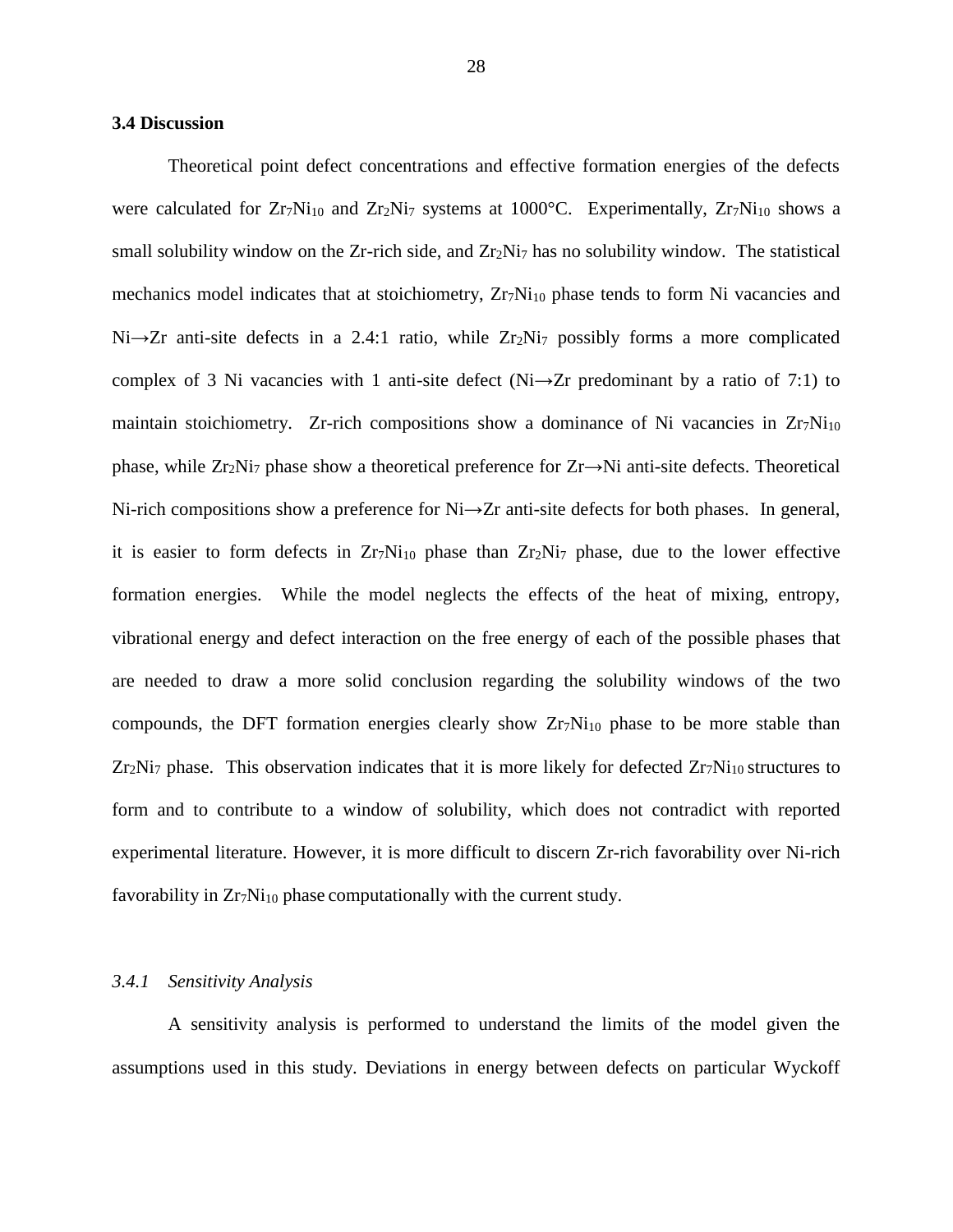## 3.4 Discussion

Theoretical point defect concentrations and effective formation energies of the defects were calculated for $Zr_7Ni_{10}$ and $Zr_2Ni_7$ systems at 1000°C. Experimentally, $Zr_7Ni_{10}$ shows a small solubility window on the Zr-rich side, and $Zr_2Ni_7$ has no solubility window. The statistical mechanics model indicates that at stoichiometry, $Zr_7Ni_{10}$ phase tends to form Ni vacancies and Ni→Zr anti-site defects in a 2.4:1 ratio, while $Zr_2Ni_7$ possibly forms a more complicated complex of 3 Ni vacancies with 1 anti-site defect (Ni→Zr predominant by a ratio of 7:1) to maintain stoichiometry. Zr-rich compositions show a dominance of Ni vacancies in $Zr_7Ni_{10}$ phase, while $Zr_2Ni_7$ phase show a theoretical preference for Zr→Ni anti-site defects. Theoretical Ni-rich compositions show a preference for Ni→Zr anti-site defects for both phases. In general, it is easier to form defects in $Zr_7Ni_{10}$ phase than $Zr_2Ni_7$ phase, due to the lower effective formation energies. While the model neglects the effects of the heat of mixing, entropy, vibrational energy and defect interaction on the free energy of each of the possible phases that are needed to draw a more solid conclusion regarding the solubility windows of the two compounds, the DFT formation energies clearly show $Zr_7Ni_{10}$ phase to be more stable than $Zr_2Ni_7$ phase. This observation indicates that it is more likely for defected $Zr_7Ni_{10}$ structures to form and to contribute to a window of solubility, which does not contradict with reported experimental literature. However, it is more difficult to discern Zr-rich favorability over Ni-rich favorability in $Zr_7Ni_{10}$ phase computationally with the current study.

### *3.4.1 Sensitivity Analysis*

A sensitivity analysis is performed to understand the limits of the model given the assumptions used in this study. Deviations in energy between defects on particular Wyckoff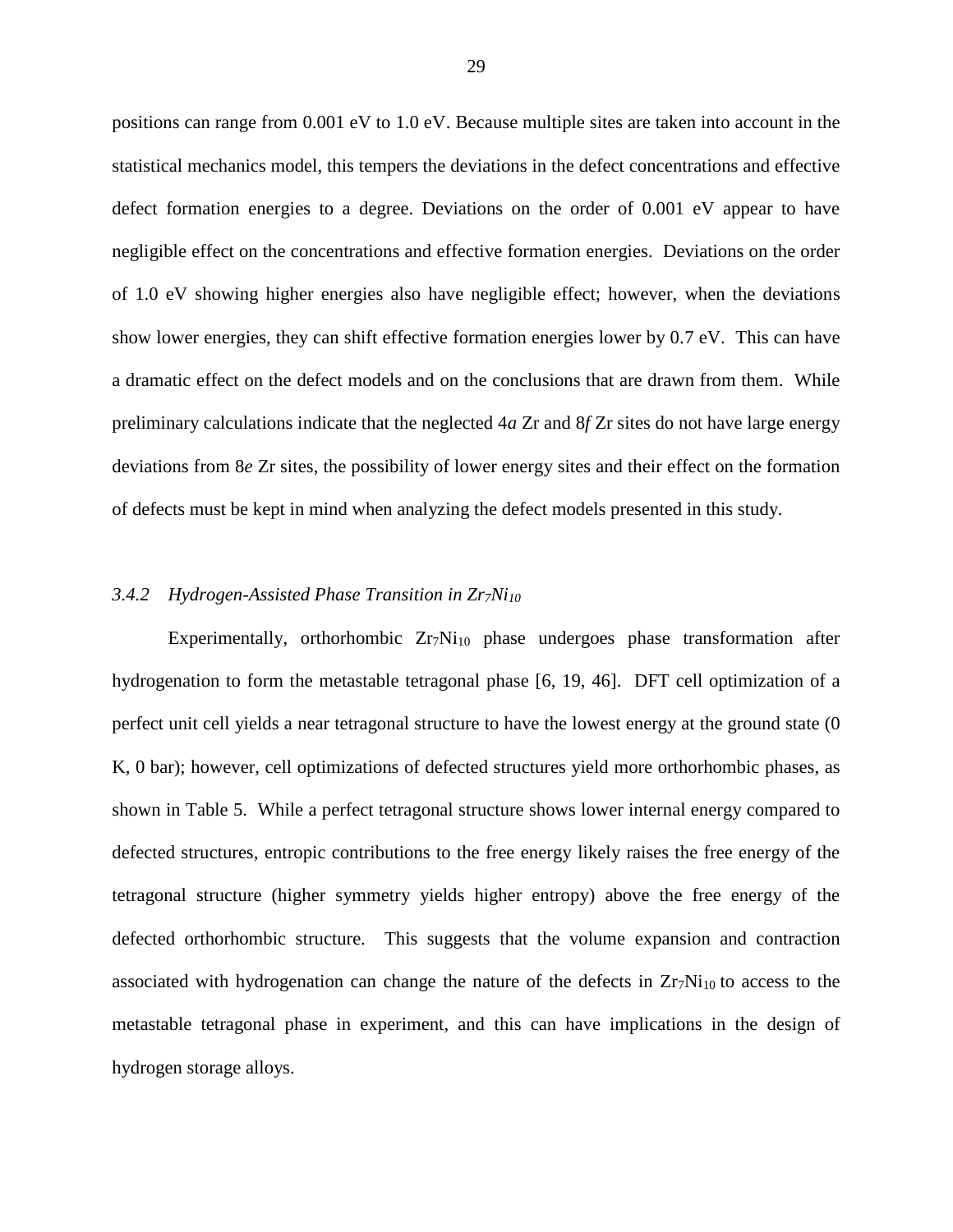positions can range from 0.001 eV to 1.0 eV. Because multiple sites are taken into account in the statistical mechanics model, this tempers the deviations in the defect concentrations and effective defect formation energies to a degree. Deviations on the order of 0.001 eV appear to have negligible effect on the concentrations and effective formation energies. Deviations on the order of 1.0 eV showing higher energies also have negligible effect; however, when the deviations show lower energies, they can shift effective formation energies lower by 0.7 eV. This can have a dramatic effect on the defect models and on the conclusions that are drawn from them. While preliminary calculations indicate that the neglected 4*a* Zr and 8*f* Zr sites do not have large energy deviations from 8*e* Zr sites, the possibility of lower energy sites and their effect on the formation of defects must be kept in mind when analyzing the defect models presented in this study.

### *3.4.2 Hydrogen-Assisted Phase Transition in $Zr_7Ni_{10}$*

Experimentally, orthorhombic $Zr_7Ni_{10}$ phase undergoes phase transformation after hydrogenation to form the metastable tetragonal phase [6, 19, 46]. DFT cell optimization of a perfect unit cell yields a near tetragonal structure to have the lowest energy at the ground state (0 K, 0 bar); however, cell optimizations of defected structures yield more orthorhombic phases, as shown in Table 5. While a perfect tetragonal structure shows lower internal energy compared to defected structures, entropic contributions to the free energy likely raises the free energy of the tetragonal structure (higher symmetry yields higher entropy) above the free energy of the defected orthorhombic structure. This suggests that the volume expansion and contraction associated with hydrogenation can change the nature of the defects in $Zr_7Ni_{10}$ to access to the metastable tetragonal phase in experiment, and this can have implications in the design of hydrogen storage alloys.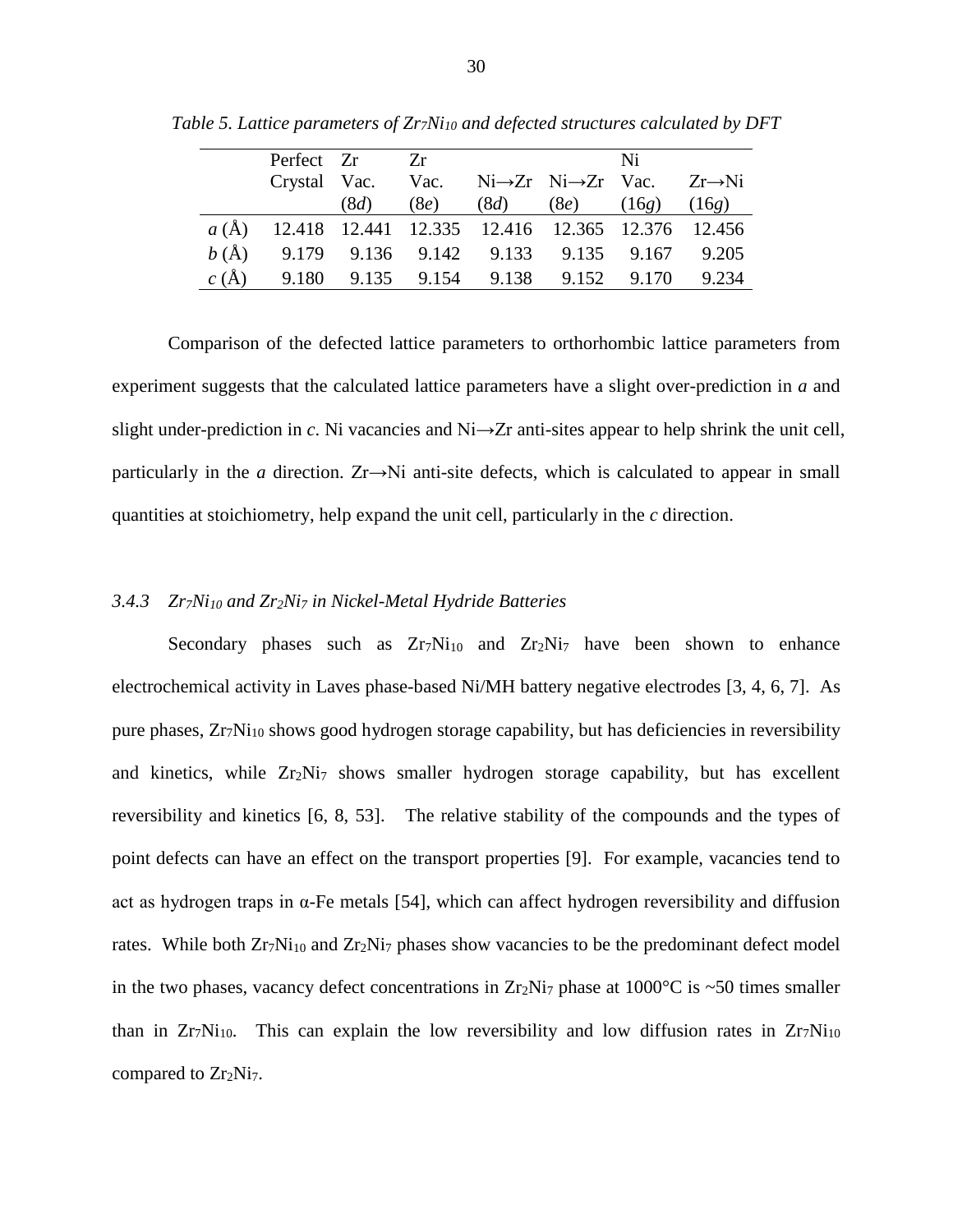*Table 5. Lattice parameters of $Zr_7Ni_{10}$ and defected structures calculated by DFT*

| | Perfect Crystal | Zr Vac. (8*d*) | Zr Vac. (8*e*) | Ni→Zr (8*d*) | Ni→Zr (8*e*) | Ni Vac. (16*g*) | Zr→Ni (16*g*) |
|---|---|---|---|---|---|---|---|
| *a* (Å) | 12.418 | 12.441 | 12.335 | 12.416 | 12.365 | 12.376 | 12.456 |
| *b* (Å) | 9.179 | 9.136 | 9.142 | 9.133 | 9.135 | 9.167 | 9.205 |
| *c* (Å) | 9.180 | 9.135 | 9.154 | 9.138 | 9.152 | 9.170 | 9.234 |

Comparison of the defected lattice parameters to orthorhombic lattice parameters from experiment suggests that the calculated lattice parameters have a slight over-prediction in *a* and slight under-prediction in *c*. Ni vacancies and Ni→Zr anti-sites appear to help shrink the unit cell, particularly in the *a* direction. Zr→Ni anti-site defects, which is calculated to appear in small quantities at stoichiometry, help expand the unit cell, particularly in the *c* direction.

### *3.4.3 $Zr_7Ni_{10}$ and $Zr_2Ni_7$ in Nickel-Metal Hydride Batteries*

Secondary phases such as $Zr_7Ni_{10}$ and $Zr_2Ni_7$ have been shown to enhance electrochemical activity in Laves phase-based Ni/MH battery negative electrodes [3, 4, 6, 7]. As pure phases, $Zr_7Ni_{10}$ shows good hydrogen storage capability, but has deficiencies in reversibility and kinetics, while $Zr_2Ni_7$ shows smaller hydrogen storage capability, but has excellent reversibility and kinetics [6, 8, 53]. The relative stability of the compounds and the types of point defects can have an effect on the transport properties [9]. For example, vacancies tend to act as hydrogen traps in α-Fe metals [54], which can affect hydrogen reversibility and diffusion rates. While both $Zr_7Ni_{10}$ and $Zr_2Ni_7$ phases show vacancies to be the predominant defect model in the two phases, vacancy defect concentrations in $Zr_2Ni_7$ phase at 1000°C is ~50 times smaller than in $Zr_7Ni_{10}$. This can explain the low reversibility and low diffusion rates in $Zr_7Ni_{10}$ compared to $Zr_2Ni_7$.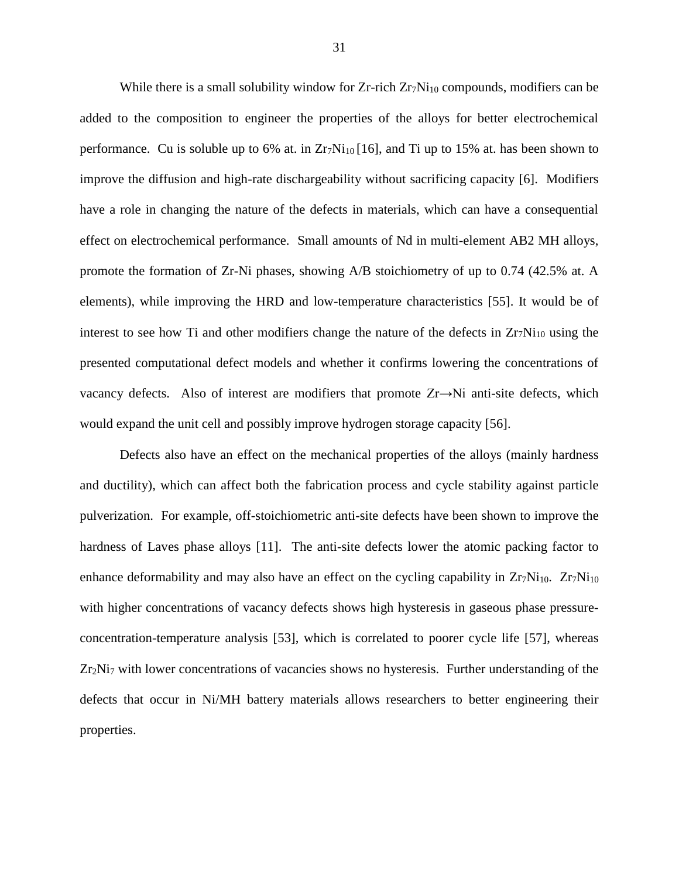While there is a small solubility window for Zr-rich $Zr_7Ni_{10}$ compounds, modifiers can be added to the composition to engineer the properties of the alloys for better electrochemical performance. Cu is soluble up to 6% at. in $Zr_7Ni_{10}$ [16], and Ti up to 15% at. has been shown to improve the diffusion and high-rate dischargeability without sacrificing capacity [6]. Modifiers have a role in changing the nature of the defects in materials, which can have a consequential effect on electrochemical performance. Small amounts of Nd in multi-element AB2 MH alloys, promote the formation of Zr-Ni phases, showing A/B stoichiometry of up to 0.74 (42.5% at. A elements), while improving the HRD and low-temperature characteristics [55]. It would be of interest to see how Ti and other modifiers change the nature of the defects in $Zr_7Ni_{10}$ using the presented computational defect models and whether it confirms lowering the concentrations of vacancy defects. Also of interest are modifiers that promote Zr→Ni anti-site defects, which would expand the unit cell and possibly improve hydrogen storage capacity [56].

Defects also have an effect on the mechanical properties of the alloys (mainly hardness and ductility), which can affect both the fabrication process and cycle stability against particle pulverization. For example, off-stoichiometric anti-site defects have been shown to improve the hardness of Laves phase alloys [11]. The anti-site defects lower the atomic packing factor to enhance deformability and may also have an effect on the cycling capability in $Zr_7Ni_{10}$. $Zr_7Ni_{10}$ with higher concentrations of vacancy defects shows high hysteresis in gaseous phase pressure-concentration-temperature analysis [53], which is correlated to poorer cycle life [57], whereas $Zr_2Ni_7$ with lower concentrations of vacancies shows no hysteresis. Further understanding of the defects that occur in Ni/MH battery materials allows researchers to better engineering their properties.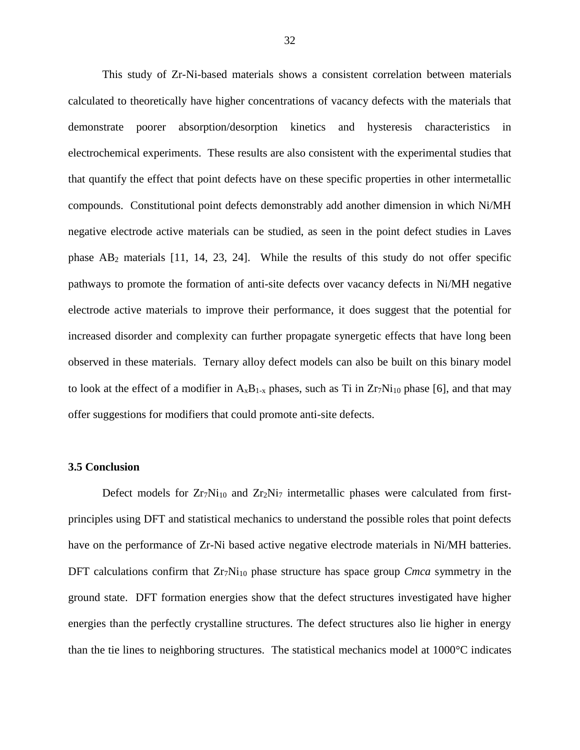This study of Zr-Ni-based materials shows a consistent correlation between materials calculated to theoretically have higher concentrations of vacancy defects with the materials that demonstrate poorer absorption/desorption kinetics and hysteresis characteristics in electrochemical experiments. These results are also consistent with the experimental studies that that quantify the effect that point defects have on these specific properties in other intermetallic compounds. Constitutional point defects demonstrably add another dimension in which Ni/MH negative electrode active materials can be studied, as seen in the point defect studies in Laves phase $AB_2$ materials [11, 14, 23, 24]. While the results of this study do not offer specific pathways to promote the formation of anti-site defects over vacancy defects in Ni/MH negative electrode active materials to improve their performance, it does suggest that the potential for increased disorder and complexity can further propagate synergetic effects that have long been observed in these materials. Ternary alloy defect models can also be built on this binary model to look at the effect of a modifier in $A_xB_{1-x}$ phases, such as Ti in $Zr_7Ni_{10}$ phase [6], and that may offer suggestions for modifiers that could promote anti-site defects.

### 3.5 Conclusion

Defect models for $Zr_7Ni_{10}$ and $Zr_2Ni_7$ intermetallic phases were calculated from first-principles using DFT and statistical mechanics to understand the possible roles that point defects have on the performance of Zr-Ni based active negative electrode materials in Ni/MH batteries. DFT calculations confirm that $Zr_7Ni_{10}$ phase structure has space group *Cmca* symmetry in the ground state. DFT formation energies show that the defect structures investigated have higher energies than the perfectly crystalline structures. The defect structures also lie higher in energy than the tie lines to neighboring structures. The statistical mechanics model at 1000°C indicates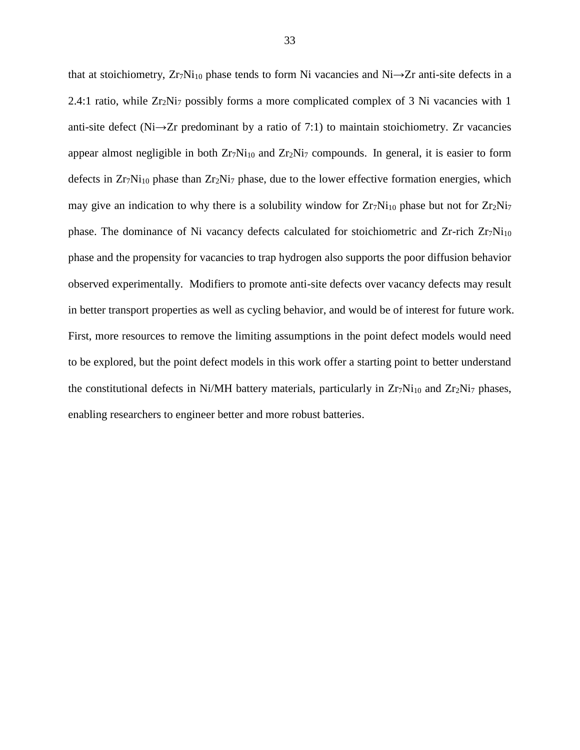that at stoichiometry, $Zr_7Ni_{10}$ phase tends to form Ni vacancies and Ni→Zr anti-site defects in a 2.4:1 ratio, while $Zr_2Ni_7$ possibly forms a more complicated complex of 3 Ni vacancies with 1 anti-site defect (Ni→Zr predominant by a ratio of 7:1) to maintain stoichiometry. Zr vacancies appear almost negligible in both $Zr_7Ni_{10}$ and $Zr_2Ni_7$ compounds. In general, it is easier to form defects in $Zr_7Ni_{10}$ phase than $Zr_2Ni_7$ phase, due to the lower effective formation energies, which may give an indication to why there is a solubility window for $Zr_7Ni_{10}$ phase but not for $Zr_2Ni_7$ phase. The dominance of Ni vacancy defects calculated for stoichiometric and Zr-rich $Zr_7Ni_{10}$ phase and the propensity for vacancies to trap hydrogen also supports the poor diffusion behavior observed experimentally. Modifiers to promote anti-site defects over vacancy defects may result in better transport properties as well as cycling behavior, and would be of interest for future work. First, more resources to remove the limiting assumptions in the point defect models would need to be explored, but the point defect models in this work offer a starting point to better understand the constitutional defects in Ni/MH battery materials, particularly in $Zr_7Ni_{10}$ and $Zr_2Ni_7$ phases, enabling researchers to engineer better and more robust batteries.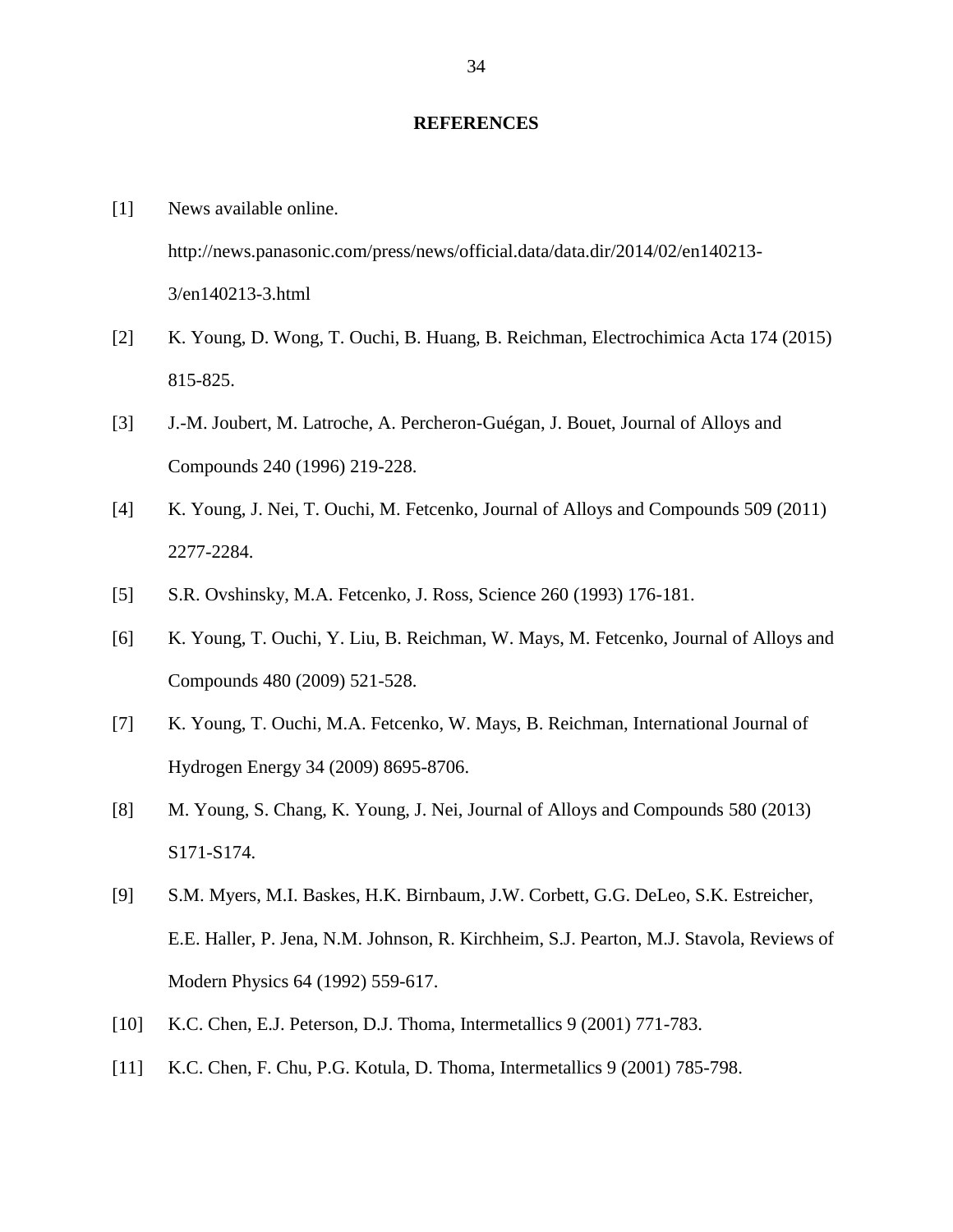# REFERENCES

[1] News available online. http://news.panasonic.com/press/news/official.data/data.dir/2014/02/en140213-3/en140213-3.html

[2] K. Young, D. Wong, T. Ouchi, B. Huang, B. Reichman, Electrochimica Acta 174 (2015) 815-825.

[3] J.-M. Joubert, M. Latroche, A. Percheron-Guégan, J. Bouet, Journal of Alloys and Compounds 240 (1996) 219-228.

[4] K. Young, J. Nei, T. Ouchi, M. Fetcenko, Journal of Alloys and Compounds 509 (2011) 2277-2284.

[5] S.R. Ovshinsky, M.A. Fetcenko, J. Ross, Science 260 (1993) 176-181.

[6] K. Young, T. Ouchi, Y. Liu, B. Reichman, W. Mays, M. Fetcenko, Journal of Alloys and Compounds 480 (2009) 521-528.

[7] K. Young, T. Ouchi, M.A. Fetcenko, W. Mays, B. Reichman, International Journal of Hydrogen Energy 34 (2009) 8695-8706.

[8] M. Young, S. Chang, K. Young, J. Nei, Journal of Alloys and Compounds 580 (2013) S171-S174.

[9] S.M. Myers, M.I. Baskes, H.K. Birnbaum, J.W. Corbett, G.G. DeLeo, S.K. Estreicher, E.E. Haller, P. Jena, N.M. Johnson, R. Kirchheim, S.J. Pearton, M.J. Stavola, Reviews of Modern Physics 64 (1992) 559-617.

[10] K.C. Chen, E.J. Peterson, D.J. Thoma, Intermetallics 9 (2001) 771-783.

[11] K.C. Chen, F. Chu, P.G. Kotula, D. Thoma, Intermetallics 9 (2001) 785-798.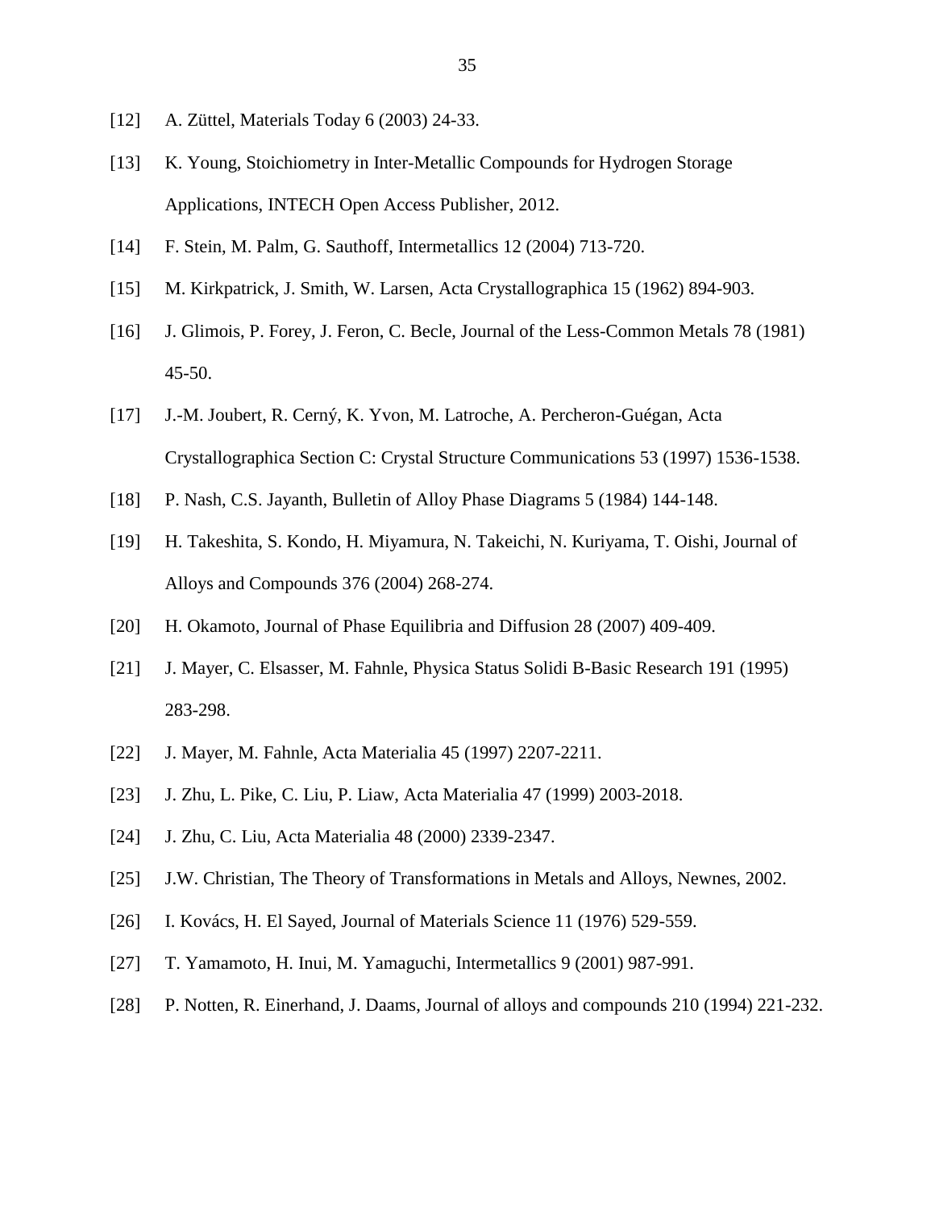[12] A. Züttel, Materials Today 6 (2003) 24-33.

[13] K. Young, Stoichiometry in Inter-Metallic Compounds for Hydrogen Storage Applications, INTECH Open Access Publisher, 2012.

[14] F. Stein, M. Palm, G. Sauthoff, Intermetallics 12 (2004) 713-720.

[15] M. Kirkpatrick, J. Smith, W. Larsen, Acta Crystallographica 15 (1962) 894-903.

[16] J. Glimois, P. Forey, J. Feron, C. Becle, Journal of the Less-Common Metals 78 (1981) 45-50.

[17] J.-M. Joubert, R. Cerný, K. Yvon, M. Latroche, A. Percheron-Guégan, Acta Crystallographica Section C: Crystal Structure Communications 53 (1997) 1536-1538.

[18] P. Nash, C.S. Jayanth, Bulletin of Alloy Phase Diagrams 5 (1984) 144-148.

[19] H. Takeshita, S. Kondo, H. Miyamura, N. Takeichi, N. Kuriyama, T. Oishi, Journal of Alloys and Compounds 376 (2004) 268-274.

[20] H. Okamoto, Journal of Phase Equilibria and Diffusion 28 (2007) 409-409.

[21] J. Mayer, C. Elsasser, M. Fahnle, Physica Status Solidi B-Basic Research 191 (1995) 283-298.

[22] J. Mayer, M. Fahnle, Acta Materialia 45 (1997) 2207-2211.

[23] J. Zhu, L. Pike, C. Liu, P. Liaw, Acta Materialia 47 (1999) 2003-2018.

[24] J. Zhu, C. Liu, Acta Materialia 48 (2000) 2339-2347.

[25] J.W. Christian, The Theory of Transformations in Metals and Alloys, Newnes, 2002.

[26] I. Kovács, H. El Sayed, Journal of Materials Science 11 (1976) 529-559.

[27] T. Yamamoto, H. Inui, M. Yamaguchi, Intermetallics 9 (2001) 987-991.

[28] P. Notten, R. Einerhand, J. Daams, Journal of alloys and compounds 210 (1994) 221-232.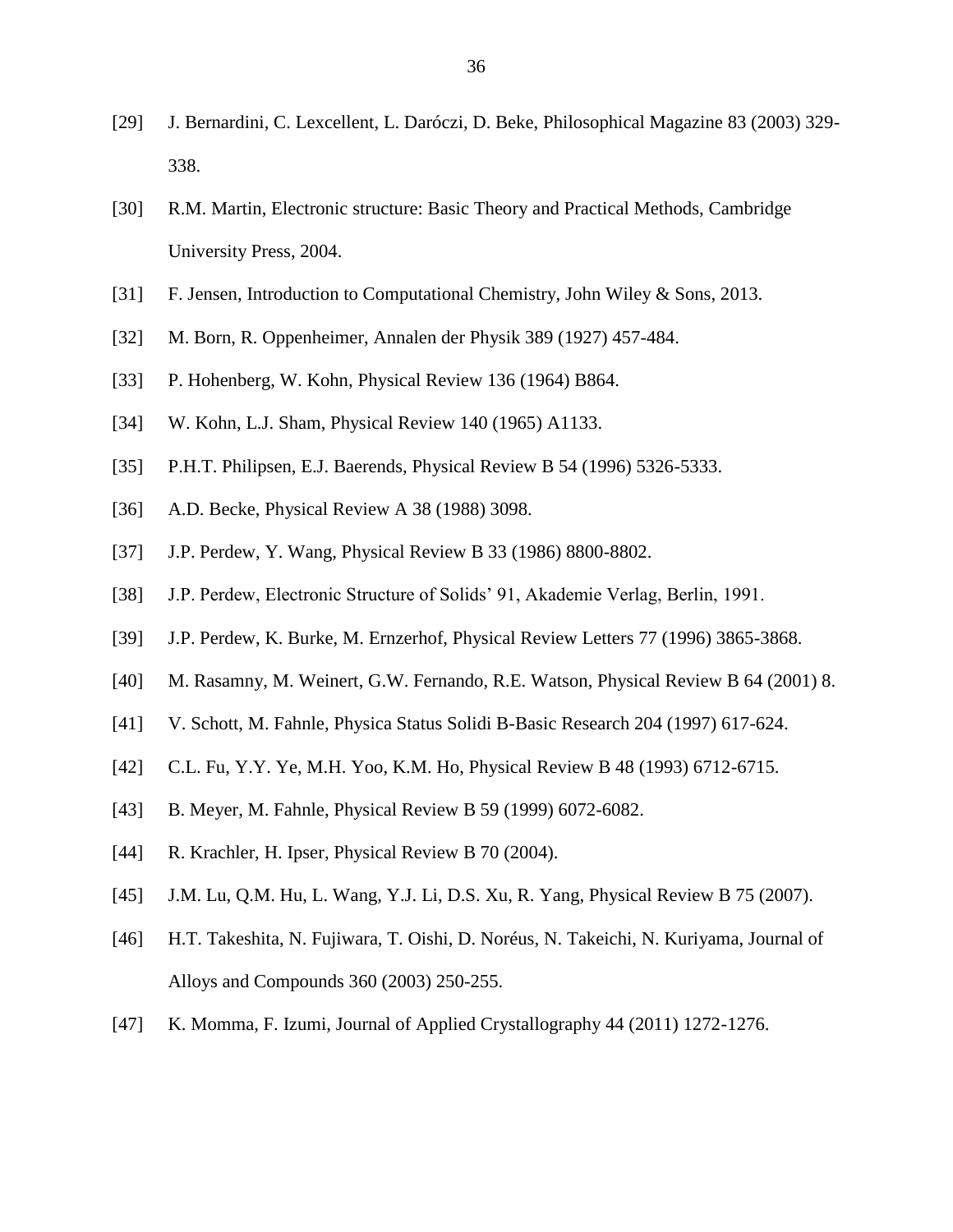[29] J. Bernardini, C. Lexcellent, L. Daróczi, D. Beke, Philosophical Magazine 83 (2003) 329-338.

[30] R.M. Martin, Electronic structure: Basic Theory and Practical Methods, Cambridge University Press, 2004.

[31] F. Jensen, Introduction to Computational Chemistry, John Wiley & Sons, 2013.

[32] M. Born, R. Oppenheimer, Annalen der Physik 389 (1927) 457-484.

[33] P. Hohenberg, W. Kohn, Physical Review 136 (1964) B864.

[34] W. Kohn, L.J. Sham, Physical Review 140 (1965) A1133.

[35] P.H.T. Philipsen, E.J. Baerends, Physical Review B 54 (1996) 5326-5333.

[36] A.D. Becke, Physical Review A 38 (1988) 3098.

[37] J.P. Perdew, Y. Wang, Physical Review B 33 (1986) 8800-8802.

[38] J.P. Perdew, Electronic Structure of Solids' 91, Akademie Verlag, Berlin, 1991.

[39] J.P. Perdew, K. Burke, M. Ernzerhof, Physical Review Letters 77 (1996) 3865-3868.

[40] M. Rasamny, M. Weinert, G.W. Fernando, R.E. Watson, Physical Review B 64 (2001) 8.

[41] V. Schott, M. Fahnle, Physica Status Solidi B-Basic Research 204 (1997) 617-624.

[42] C.L. Fu, Y.Y. Ye, M.H. Yoo, K.M. Ho, Physical Review B 48 (1993) 6712-6715.

[43] B. Meyer, M. Fahnle, Physical Review B 59 (1999) 6072-6082.

[44] R. Krachler, H. Ipser, Physical Review B 70 (2004).

[45] J.M. Lu, Q.M. Hu, L. Wang, Y.J. Li, D.S. Xu, R. Yang, Physical Review B 75 (2007).

[46] H.T. Takeshita, N. Fujiwara, T. Oishi, D. Noréus, N. Takeichi, N. Kuriyama, Journal of Alloys and Compounds 360 (2003) 250-255.

[47] K. Momma, F. Izumi, Journal of Applied Crystallography 44 (2011) 1272-1276.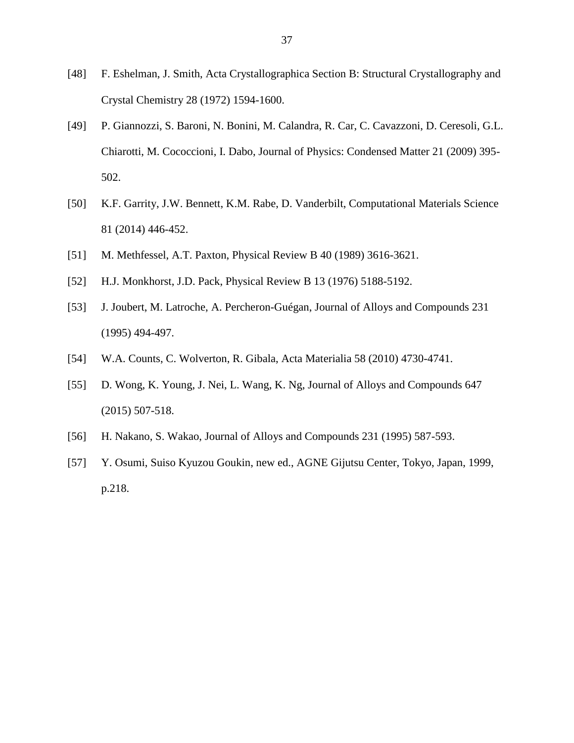[48] F. Eshelman, J. Smith, Acta Crystallographica Section B: Structural Crystallography and Crystal Chemistry 28 (1972) 1594-1600.

[49] P. Giannozzi, S. Baroni, N. Bonini, M. Calandra, R. Car, C. Cavazzoni, D. Ceresoli, G.L. Chiarotti, M. Cococcioni, I. Dabo, Journal of Physics: Condensed Matter 21 (2009) 395-502.

[50] K.F. Garrity, J.W. Bennett, K.M. Rabe, D. Vanderbilt, Computational Materials Science 81 (2014) 446-452.

[51] M. Methfessel, A.T. Paxton, Physical Review B 40 (1989) 3616-3621.

[52] H.J. Monkhorst, J.D. Pack, Physical Review B 13 (1976) 5188-5192.

[53] J. Joubert, M. Latroche, A. Percheron-Guégan, Journal of Alloys and Compounds 231 (1995) 494-497.

[54] W.A. Counts, C. Wolverton, R. Gibala, Acta Materialia 58 (2010) 4730-4741.

[55] D. Wong, K. Young, J. Nei, L. Wang, K. Ng, Journal of Alloys and Compounds 647 (2015) 507-518.

[56] H. Nakano, S. Wakao, Journal of Alloys and Compounds 231 (1995) 587-593.

[57] Y. Osumi, Suiso Kyuzou Goukin, new ed., AGNE Gijutsu Center, Tokyo, Japan, 1999, p.218.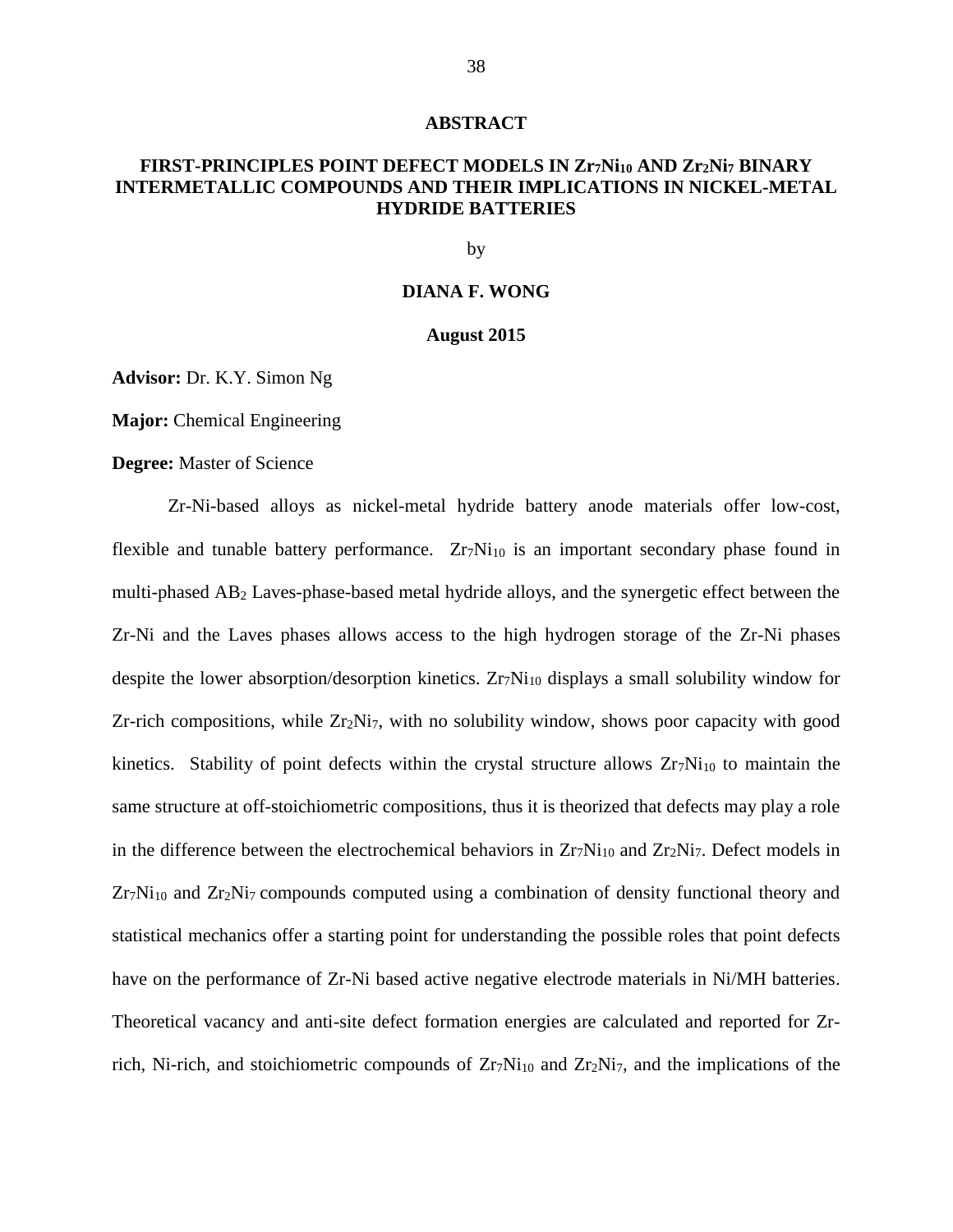## ABSTRACT

### FIRST-PRINCIPLES POINT DEFECT MODELS IN $Zr_7Ni_{10}$ AND $Zr_2Ni_7$ BINARY INTERMETALLIC COMPOUNDS AND THEIR IMPLICATIONS IN NICKEL-METAL HYDRIDE BATTERIES

by

**DIANA F. WONG**

**August 2015**

**Advisor:** Dr. K.Y. Simon Ng

**Major:** Chemical Engineering

**Degree:** Master of Science

Zr-Ni-based alloys as nickel-metal hydride battery anode materials offer low-cost, flexible and tunable battery performance. $Zr_7Ni_{10}$ is an important secondary phase found in multi-phased $AB_2$ Laves-phase-based metal hydride alloys, and the synergetic effect between the Zr-Ni and the Laves phases allows access to the high hydrogen storage of the Zr-Ni phases despite the lower absorption/desorption kinetics. $Zr_7Ni_{10}$ displays a small solubility window for Zr-rich compositions, while $Zr_2Ni_7$, with no solubility window, shows poor capacity with good kinetics. Stability of point defects within the crystal structure allows $Zr_7Ni_{10}$ to maintain the same structure at off-stoichiometric compositions, thus it is theorized that defects may play a role in the difference between the electrochemical behaviors in $Zr_7Ni_{10}$ and $Zr_2Ni_7$. Defect models in $Zr_7Ni_{10}$ and $Zr_2Ni_7$ compounds computed using a combination of density functional theory and statistical mechanics offer a starting point for understanding the possible roles that point defects have on the performance of Zr-Ni based active negative electrode materials in Ni/MH batteries. Theoretical vacancy and anti-site defect formation energies are calculated and reported for Zr-rich, Ni-rich, and stoichiometric compounds of $Zr_7Ni_{10}$ and $Zr_2Ni_7$, and the implications of the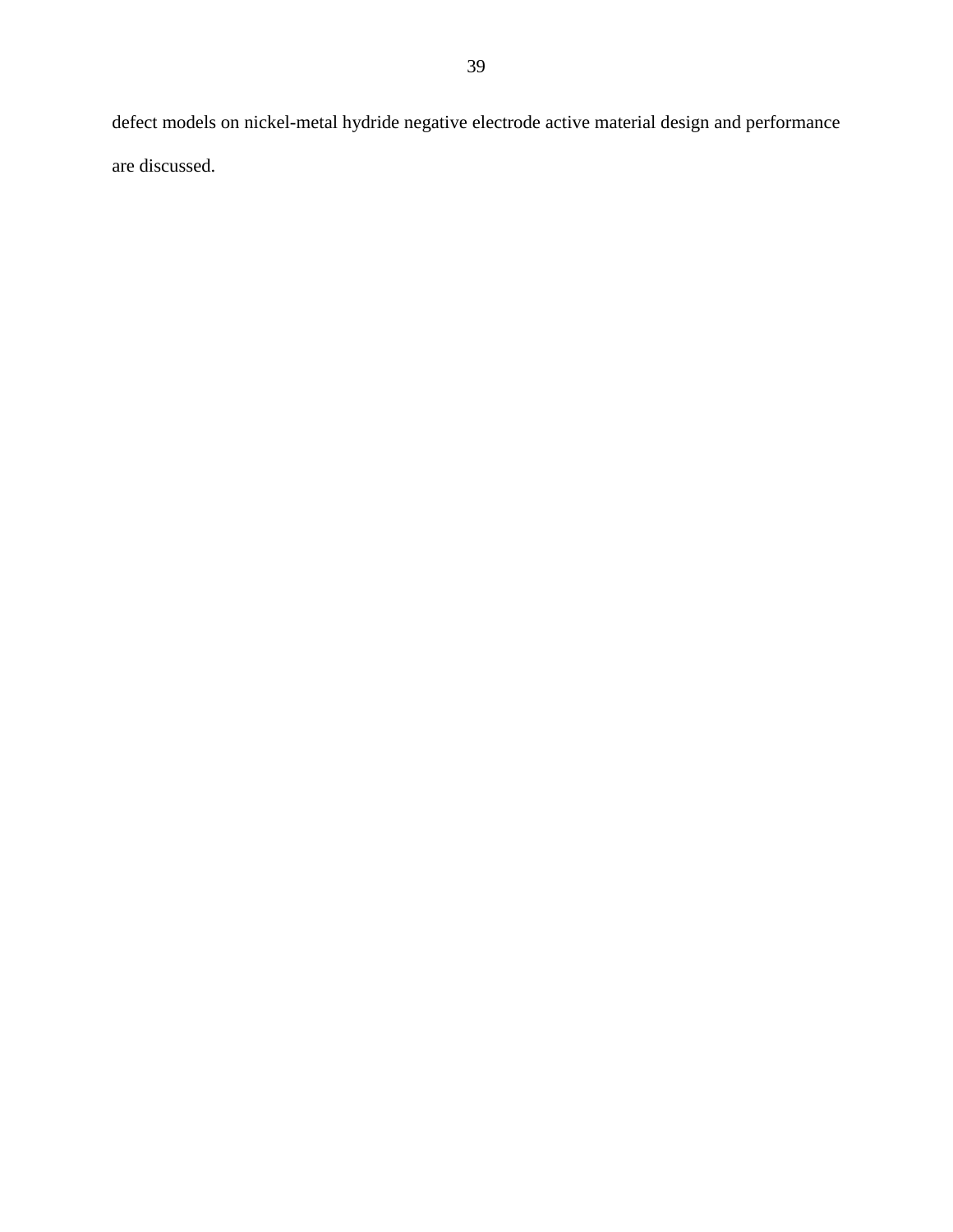defect models on nickel-metal hydride negative electrode active material design and performance are discussed.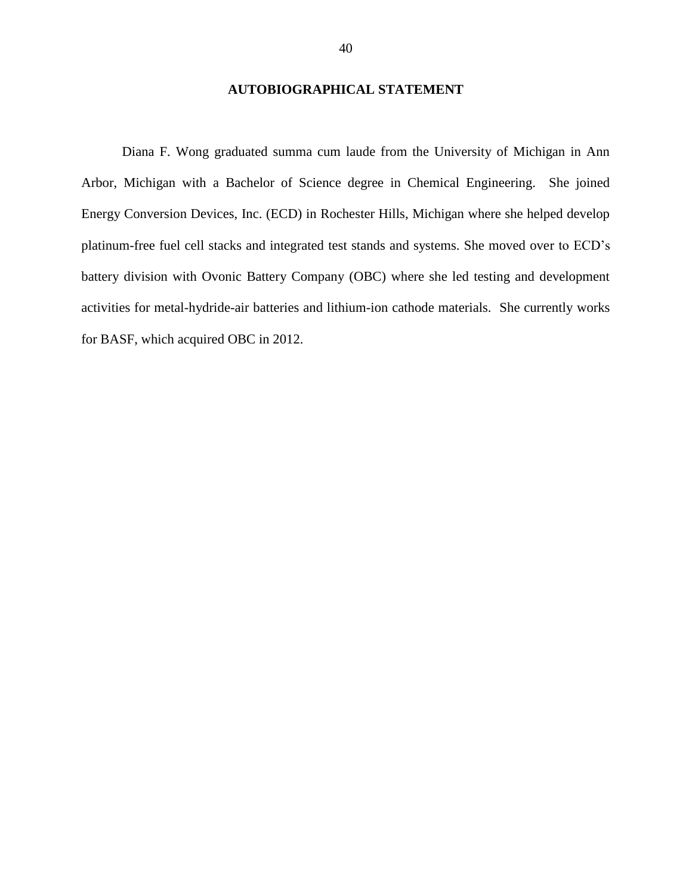## AUTOBIOGRAPHICAL STATEMENT

Diana F. Wong graduated summa cum laude from the University of Michigan in Ann Arbor, Michigan with a Bachelor of Science degree in Chemical Engineering. She joined Energy Conversion Devices, Inc. (ECD) in Rochester Hills, Michigan where she helped develop platinum-free fuel cell stacks and integrated test stands and systems. She moved over to ECD's battery division with Ovonic Battery Company (OBC) where she led testing and development activities for metal-hydride-air batteries and lithium-ion cathode materials. She currently works for BASF, which acquired OBC in 2012.